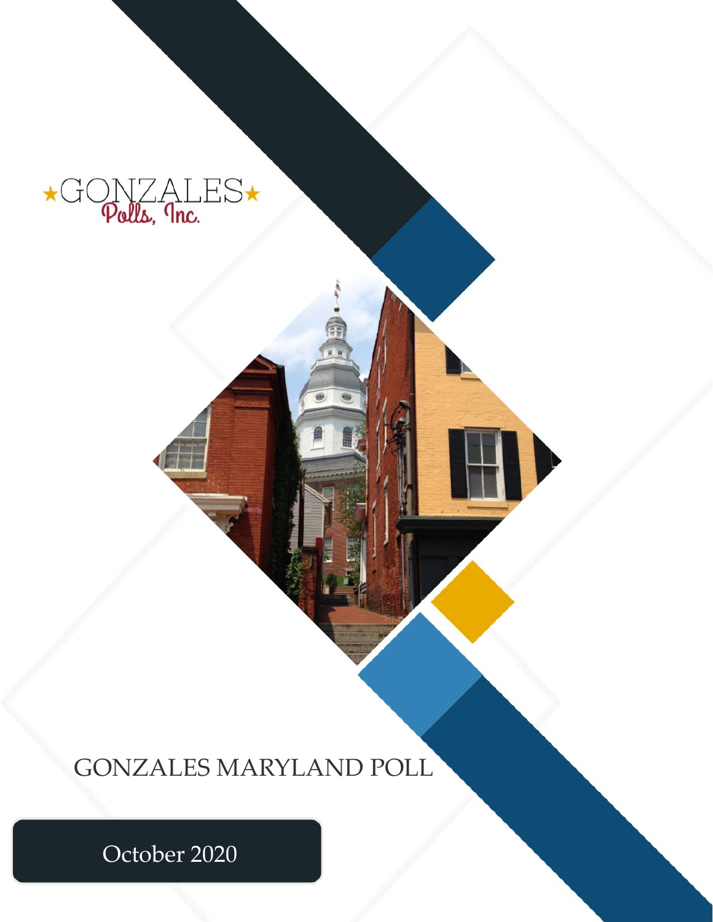★GONZALES★
Polls, Inc.

# GONZALES MARYLAND POLL

October 2020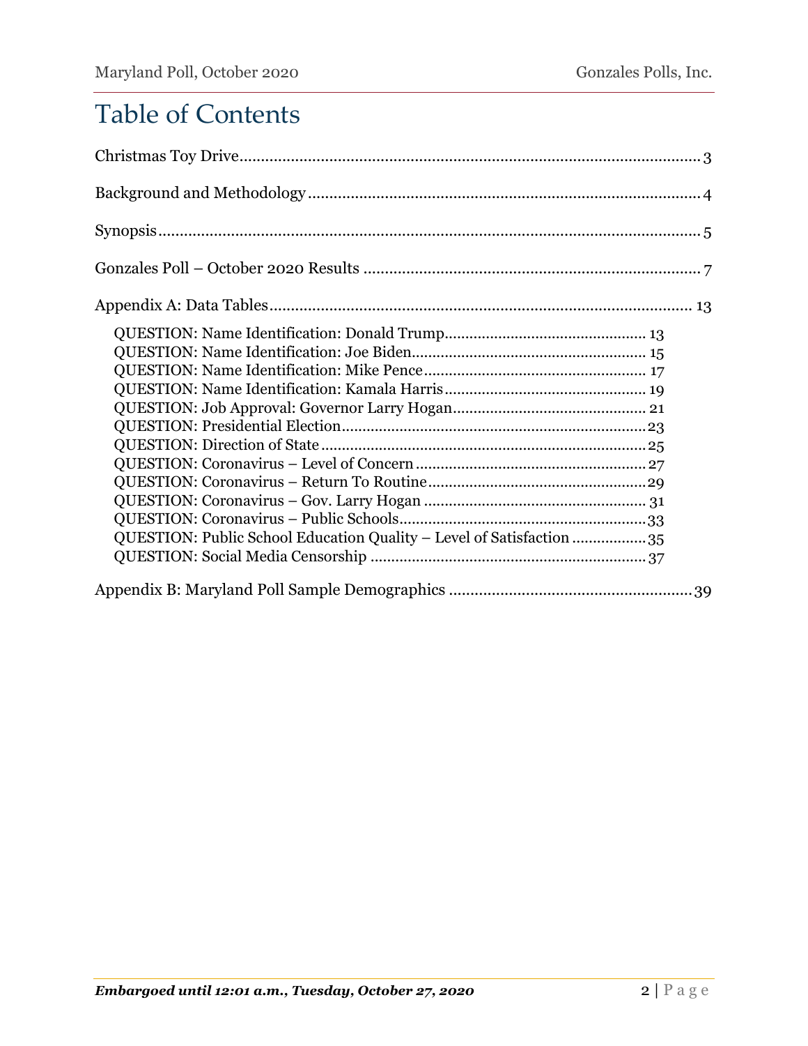# Table of Contents

Christmas Toy Drive ........................................................................................................ 3

Background and Methodology ........................................................................................ 4

Synopsis ........................................................................................................................ 5

Gonzales Poll – October 2020 Results ............................................................................ 7

Appendix A: Data Tables ................................................................................................ 13

- QUESTION: Name Identification: Donald Trump ................................................ 13
- QUESTION: Name Identification: Joe Biden ....................................................... 15
- QUESTION: Name Identification: Mike Pence .................................................... 17
- QUESTION: Name Identification: Kamala Harris ................................................ 19
- QUESTION: Job Approval: Governor Larry Hogan .............................................. 21
- QUESTION: Presidential Election ........................................................................ 23
- QUESTION: Direction of State ............................................................................. 25
- QUESTION: Coronavirus – Level of Concern ....................................................... 27
- QUESTION: Coronavirus – Return To Routine ..................................................... 29
- QUESTION: Coronavirus – Gov. Larry Hogan ...................................................... 31
- QUESTION: Coronavirus – Public Schools ........................................................... 33
- QUESTION: Public School Education Quality – Level of Satisfaction ................. 35
- QUESTION: Social Media Censorship ................................................................. 37

Appendix B: Maryland Poll Sample Demographics ....................................................... 39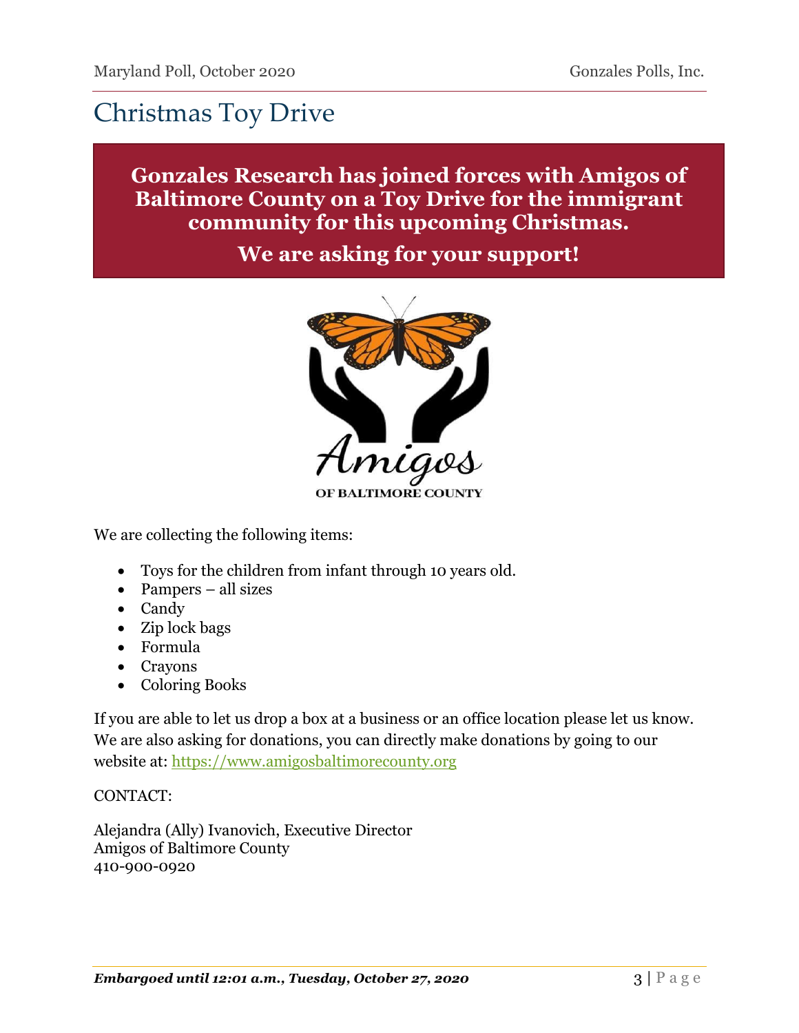# Christmas Toy Drive

**Gonzales Research has joined forces with Amigos of Baltimore County on a Toy Drive for the immigrant community for this upcoming Christmas.**

**We are asking for your support!**

Amigos
OF BALTIMORE COUNTY

We are collecting the following items:

- Toys for the children from infant through 10 years old.
- Pampers – all sizes
- Candy
- Zip lock bags
- Formula
- Crayons
- Coloring Books

If you are able to let us drop a box at a business or an office location please let us know. We are also asking for donations, you can directly make donations by going to our website at: [https://www.amigosbaltimorecounty.org](https://www.amigosbaltimorecounty.org)

CONTACT:

Alejandra (Ally) Ivanovich, Executive Director
Amigos of Baltimore County
410-900-0920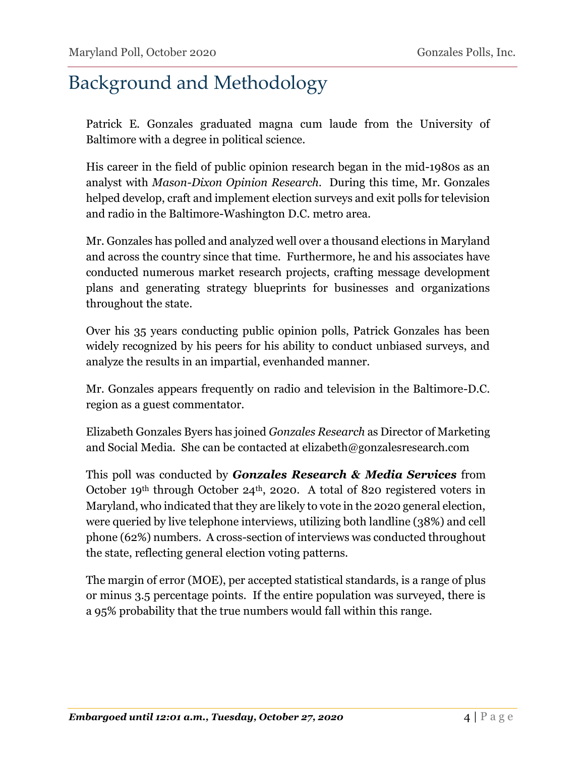# Background and Methodology

Patrick E. Gonzales graduated magna cum laude from the University of Baltimore with a degree in political science.

His career in the field of public opinion research began in the mid-1980s as an analyst with *Mason-Dixon Opinion Research*. During this time, Mr. Gonzales helped develop, craft and implement election surveys and exit polls for television and radio in the Baltimore-Washington D.C. metro area.

Mr. Gonzales has polled and analyzed well over a thousand elections in Maryland and across the country since that time. Furthermore, he and his associates have conducted numerous market research projects, crafting message development plans and generating strategy blueprints for businesses and organizations throughout the state.

Over his 35 years conducting public opinion polls, Patrick Gonzales has been widely recognized by his peers for his ability to conduct unbiased surveys, and analyze the results in an impartial, evenhanded manner.

Mr. Gonzales appears frequently on radio and television in the Baltimore-D.C. region as a guest commentator.

Elizabeth Gonzales Byers has joined *Gonzales Research* as Director of Marketing and Social Media. She can be contacted at elizabeth@gonzalesresearch.com

This poll was conducted by ***Gonzales Research & Media Services*** from October 19th through October 24th, 2020. A total of 820 registered voters in Maryland, who indicated that they are likely to vote in the 2020 general election, were queried by live telephone interviews, utilizing both landline (38%) and cell phone (62%) numbers. A cross-section of interviews was conducted throughout the state, reflecting general election voting patterns.

The margin of error (MOE), per accepted statistical standards, is a range of plus or minus 3.5 percentage points. If the entire population was surveyed, there is a 95% probability that the true numbers would fall within this range.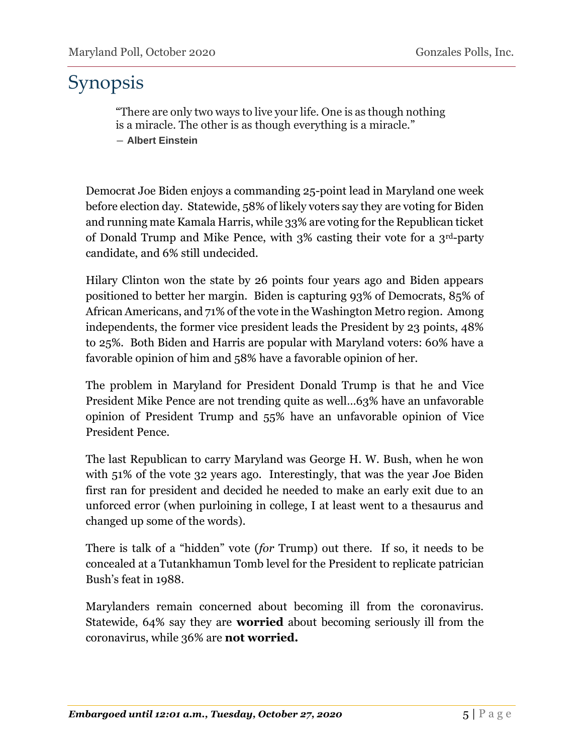# Synopsis

> "There are only two ways to live your life. One is as though nothing is a miracle. The other is as though everything is a miracle."
> ― **Albert Einstein**

Democrat Joe Biden enjoys a commanding 25-point lead in Maryland one week before election day. Statewide, 58% of likely voters say they are voting for Biden and running mate Kamala Harris, while 33% are voting for the Republican ticket of Donald Trump and Mike Pence, with 3% casting their vote for a 3rd-party candidate, and 6% still undecided.

Hilary Clinton won the state by 26 points four years ago and Biden appears positioned to better her margin. Biden is capturing 93% of Democrats, 85% of African Americans, and 71% of the vote in the Washington Metro region. Among independents, the former vice president leads the President by 23 points, 48% to 25%. Both Biden and Harris are popular with Maryland voters: 60% have a favorable opinion of him and 58% have a favorable opinion of her.

The problem in Maryland for President Donald Trump is that he and Vice President Mike Pence are not trending quite as well…63% have an unfavorable opinion of President Trump and 55% have an unfavorable opinion of Vice President Pence.

The last Republican to carry Maryland was George H. W. Bush, when he won with 51% of the vote 32 years ago. Interestingly, that was the year Joe Biden first ran for president and decided he needed to make an early exit due to an unforced error (when purloining in college, I at least went to a thesaurus and changed up some of the words).

There is talk of a "hidden" vote (*for* Trump) out there. If so, it needs to be concealed at a Tutankhamun Tomb level for the President to replicate patrician Bush's feat in 1988.

Marylanders remain concerned about becoming ill from the coronavirus. Statewide, 64% say they are **worried** about becoming seriously ill from the coronavirus, while 36% are **not worried.**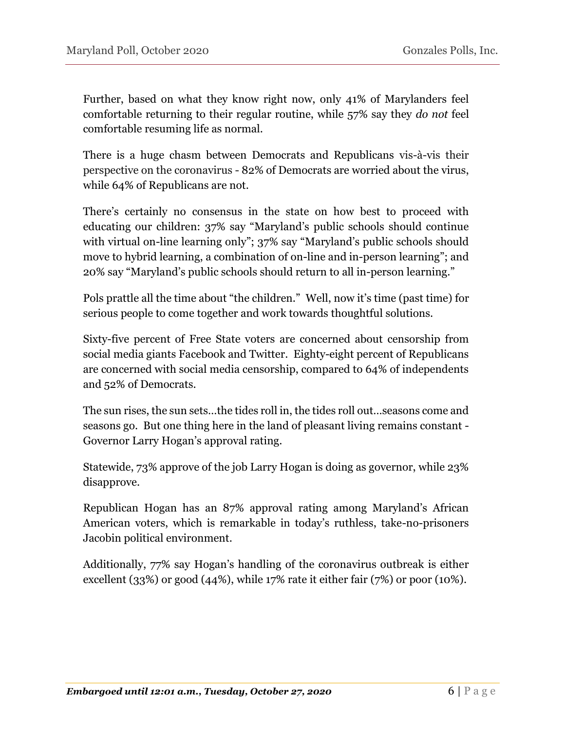Further, based on what they know right now, only 41% of Marylanders feel comfortable returning to their regular routine, while 57% say they *do not* feel comfortable resuming life as normal.

There is a huge chasm between Democrats and Republicans vis-à-vis their perspective on the coronavirus - 82% of Democrats are worried about the virus, while 64% of Republicans are not.

There's certainly no consensus in the state on how best to proceed with educating our children: 37% say "Maryland's public schools should continue with virtual on-line learning only"; 37% say "Maryland's public schools should move to hybrid learning, a combination of on-line and in-person learning"; and 20% say "Maryland's public schools should return to all in-person learning."

Pols prattle all the time about "the children." Well, now it's time (past time) for serious people to come together and work towards thoughtful solutions.

Sixty-five percent of Free State voters are concerned about censorship from social media giants Facebook and Twitter. Eighty-eight percent of Republicans are concerned with social media censorship, compared to 64% of independents and 52% of Democrats.

The sun rises, the sun sets…the tides roll in, the tides roll out…seasons come and seasons go. But one thing here in the land of pleasant living remains constant - Governor Larry Hogan's approval rating.

Statewide, 73% approve of the job Larry Hogan is doing as governor, while 23% disapprove.

Republican Hogan has an 87% approval rating among Maryland's African American voters, which is remarkable in today's ruthless, take-no-prisoners Jacobin political environment.

Additionally, 77% say Hogan's handling of the coronavirus outbreak is either excellent (33%) or good (44%), while 17% rate it either fair (7%) or poor (10%).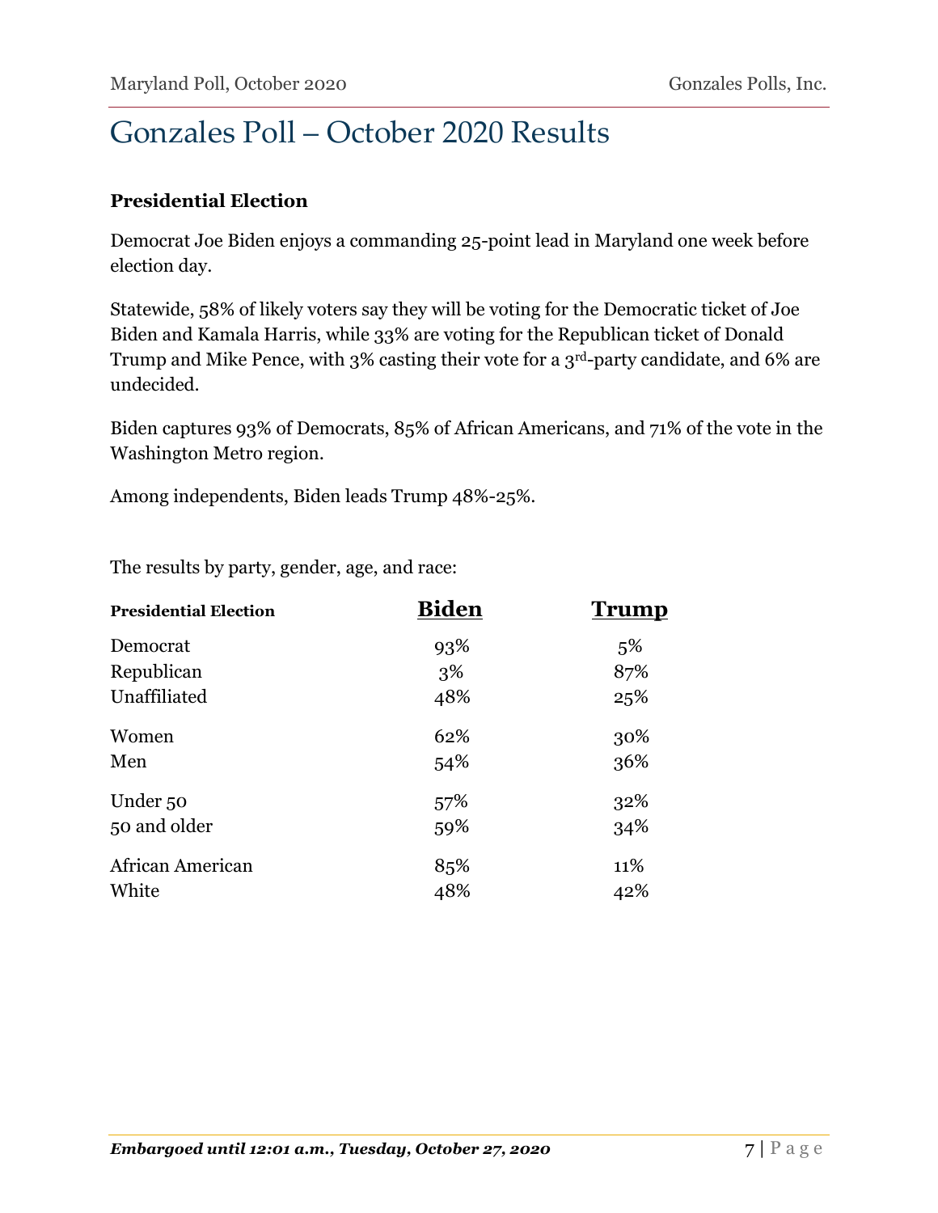# Gonzales Poll – October 2020 Results

**Presidential Election**

Democrat Joe Biden enjoys a commanding 25-point lead in Maryland one week before election day.

Statewide, 58% of likely voters say they will be voting for the Democratic ticket of Joe Biden and Kamala Harris, while 33% are voting for the Republican ticket of Donald Trump and Mike Pence, with 3% casting their vote for a 3rd-party candidate, and 6% are undecided.

Biden captures 93% of Democrats, 85% of African Americans, and 71% of the vote in the Washington Metro region.

Among independents, Biden leads Trump 48%-25%.

The results by party, gender, age, and race:

| **Presidential Election** | **Biden** | **Trump** |
|---|---|---|
| Democrat | 93% | 5% |
| Republican | 3% | 87% |
| Unaffiliated | 48% | 25% |
| Women | 62% | 30% |
| Men | 54% | 36% |
| Under 50 | 57% | 32% |
| 50 and older | 59% | 34% |
| African American | 85% | 11% |
| White | 48% | 42% |

***Embargoed until 12:01 a.m., Tuesday, October 27, 2020***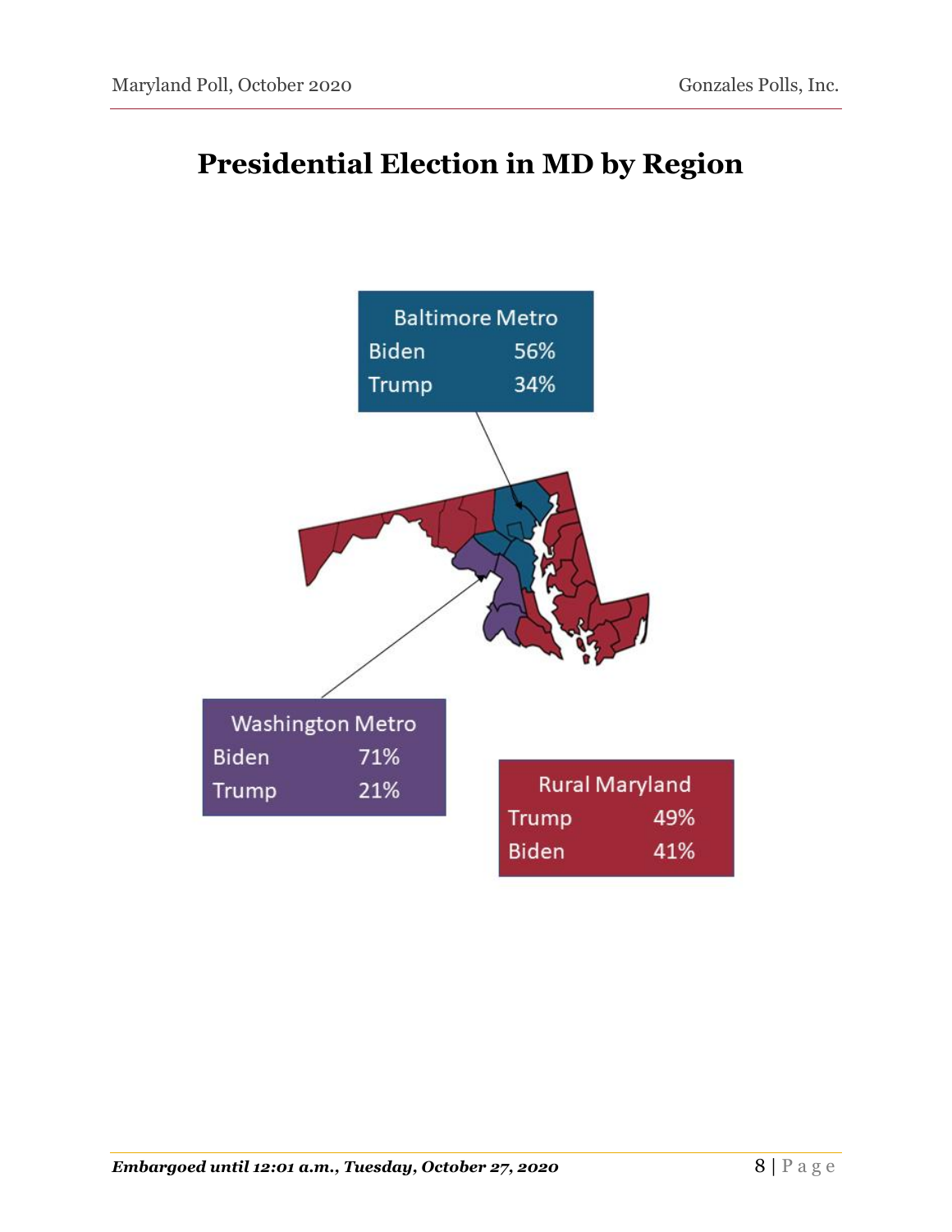# Presidential Election in MD by Region

**Baltimore Metro**

| | |
|---|---|
| Biden | 56% |
| Trump | 34% |

**Washington Metro**

| | |
|---|---|
| Biden | 71% |
| Trump | 21% |

**Rural Maryland**

| | |
|---|---|
| Trump | 49% |
| Biden | 41% |

***Embargoed until 12:01 a.m., Tuesday, October 27, 2020***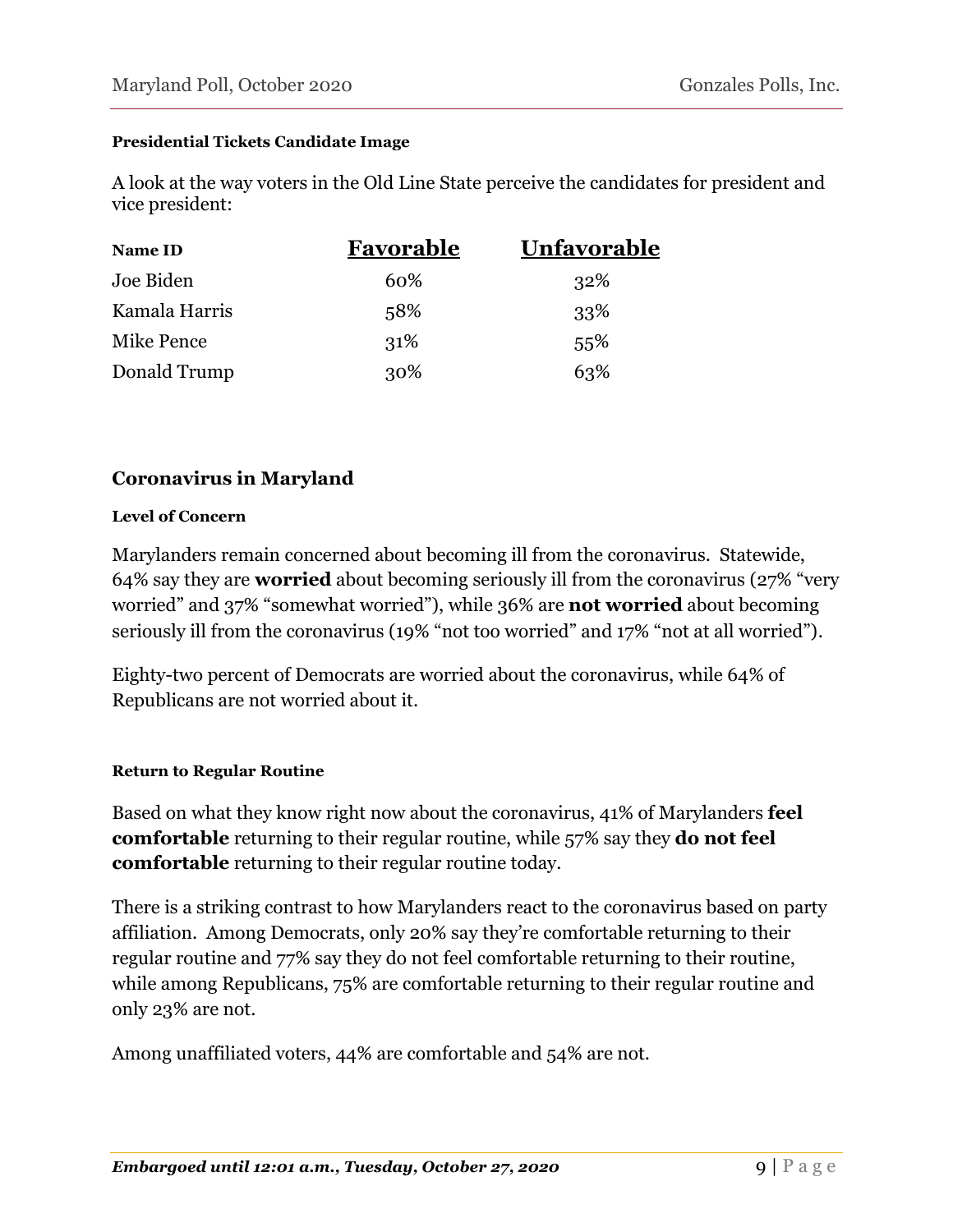#### Presidential Tickets Candidate Image

A look at the way voters in the Old Line State perceive the candidates for president and vice president:

| Name ID | Favorable | Unfavorable |
|---|---|---|
| Joe Biden | 60% | 32% |
| Kamala Harris | 58% | 33% |
| Mike Pence | 31% | 55% |
| Donald Trump | 30% | 63% |

## Coronavirus in Maryland

#### Level of Concern

Marylanders remain concerned about becoming ill from the coronavirus. Statewide, 64% say they are **worried** about becoming seriously ill from the coronavirus (27% "very worried" and 37% "somewhat worried"), while 36% are **not worried** about becoming seriously ill from the coronavirus (19% "not too worried" and 17% "not at all worried").

Eighty-two percent of Democrats are worried about the coronavirus, while 64% of Republicans are not worried about it.

#### Return to Regular Routine

Based on what they know right now about the coronavirus, 41% of Marylanders **feel comfortable** returning to their regular routine, while 57% say they **do not feel comfortable** returning to their regular routine today.

There is a striking contrast to how Marylanders react to the coronavirus based on party affiliation. Among Democrats, only 20% say they're comfortable returning to their regular routine and 77% say they do not feel comfortable returning to their routine, while among Republicans, 75% are comfortable returning to their regular routine and only 23% are not.

Among unaffiliated voters, 44% are comfortable and 54% are not.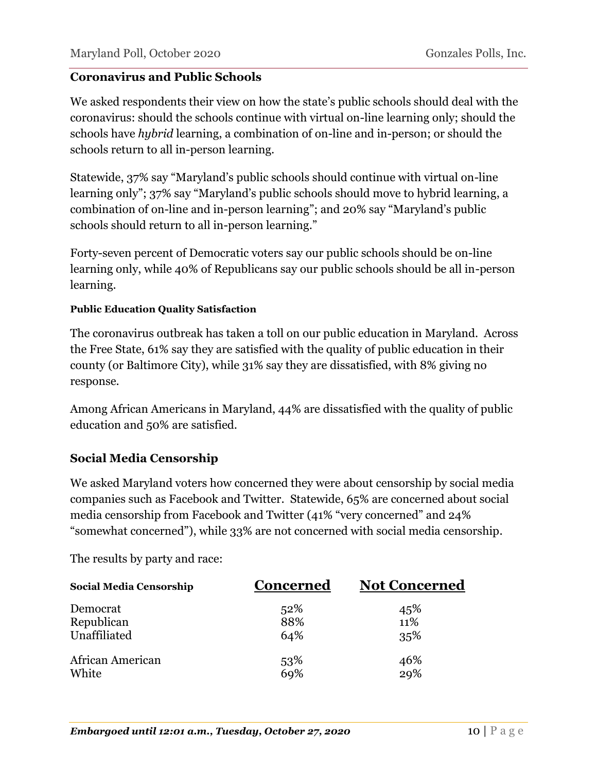## Coronavirus and Public Schools

We asked respondents their view on how the state's public schools should deal with the coronavirus: should the schools continue with virtual on-line learning only; should the schools have *hybrid* learning, a combination of on-line and in-person; or should the schools return to all in-person learning.

Statewide, 37% say "Maryland's public schools should continue with virtual on-line learning only"; 37% say "Maryland's public schools should move to hybrid learning, a combination of on-line and in-person learning"; and 20% say "Maryland's public schools should return to all in-person learning."

Forty-seven percent of Democratic voters say our public schools should be on-line learning only, while 40% of Republicans say our public schools should be all in-person learning.

#### Public Education Quality Satisfaction

The coronavirus outbreak has taken a toll on our public education in Maryland. Across the Free State, 61% say they are satisfied with the quality of public education in their county (or Baltimore City), while 31% say they are dissatisfied, with 8% giving no response.

Among African Americans in Maryland, 44% are dissatisfied with the quality of public education and 50% are satisfied.

## Social Media Censorship

We asked Maryland voters how concerned they were about censorship by social media companies such as Facebook and Twitter. Statewide, 65% are concerned about social media censorship from Facebook and Twitter (41% "very concerned" and 24% "somewhat concerned"), while 33% are not concerned with social media censorship.

The results by party and race:

| Social Media Censorship | Concerned | Not Concerned |
|---|---|---|
| Democrat | 52% | 45% |
| Republican | 88% | 11% |
| Unaffiliated | 64% | 35% |
| African American | 53% | 46% |
| White | 69% | 29% |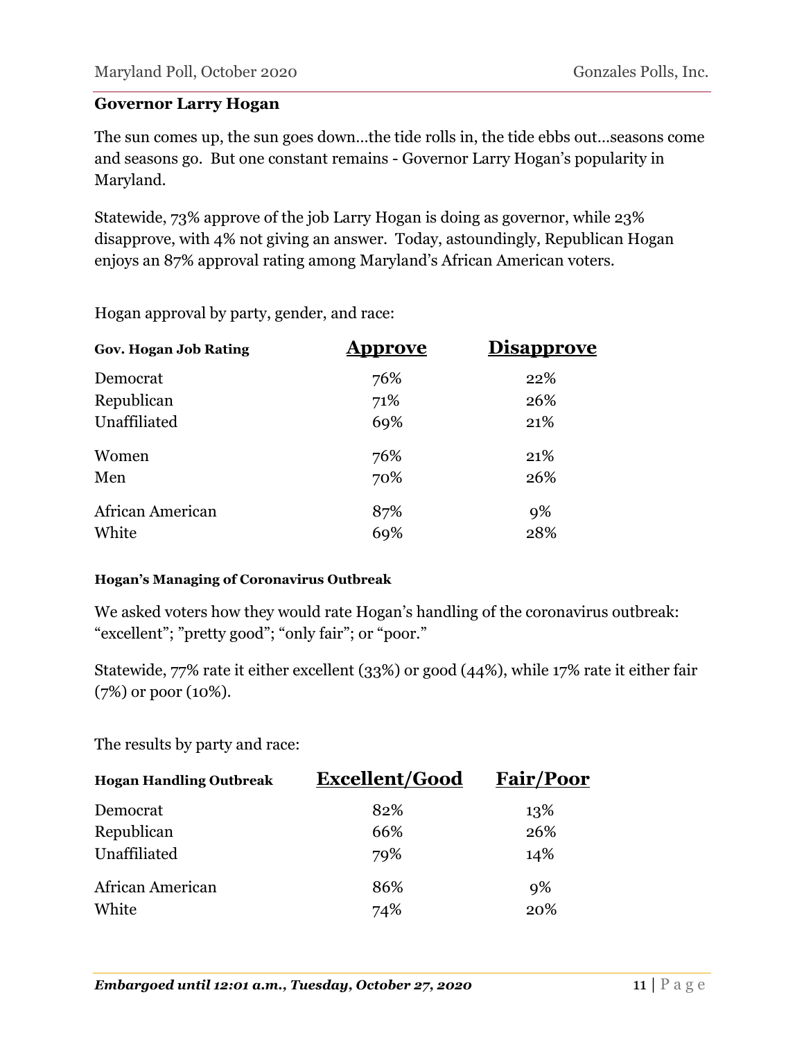## Governor Larry Hogan

The sun comes up, the sun goes down…the tide rolls in, the tide ebbs out…seasons come and seasons go. But one constant remains - Governor Larry Hogan's popularity in Maryland.

Statewide, 73% approve of the job Larry Hogan is doing as governor, while 23% disapprove, with 4% not giving an answer. Today, astoundingly, Republican Hogan enjoys an 87% approval rating among Maryland's African American voters.

Hogan approval by party, gender, and race:

| Gov. Hogan Job Rating | Approve | Disapprove |
|---|---|---|
| Democrat | 76% | 22% |
| Republican | 71% | 26% |
| Unaffiliated | 69% | 21% |
| Women | 76% | 21% |
| Men | 70% | 26% |
| African American | 87% | 9% |
| White | 69% | 28% |

#### Hogan's Managing of Coronavirus Outbreak

We asked voters how they would rate Hogan's handling of the coronavirus outbreak: "excellent"; "pretty good"; "only fair"; or "poor."

Statewide, 77% rate it either excellent (33%) or good (44%), while 17% rate it either fair (7%) or poor (10%).

The results by party and race:

| Hogan Handling Outbreak | Excellent/Good | Fair/Poor |
|---|---|---|
| Democrat | 82% | 13% |
| Republican | 66% | 26% |
| Unaffiliated | 79% | 14% |
| African American | 86% | 9% |
| White | 74% | 20% |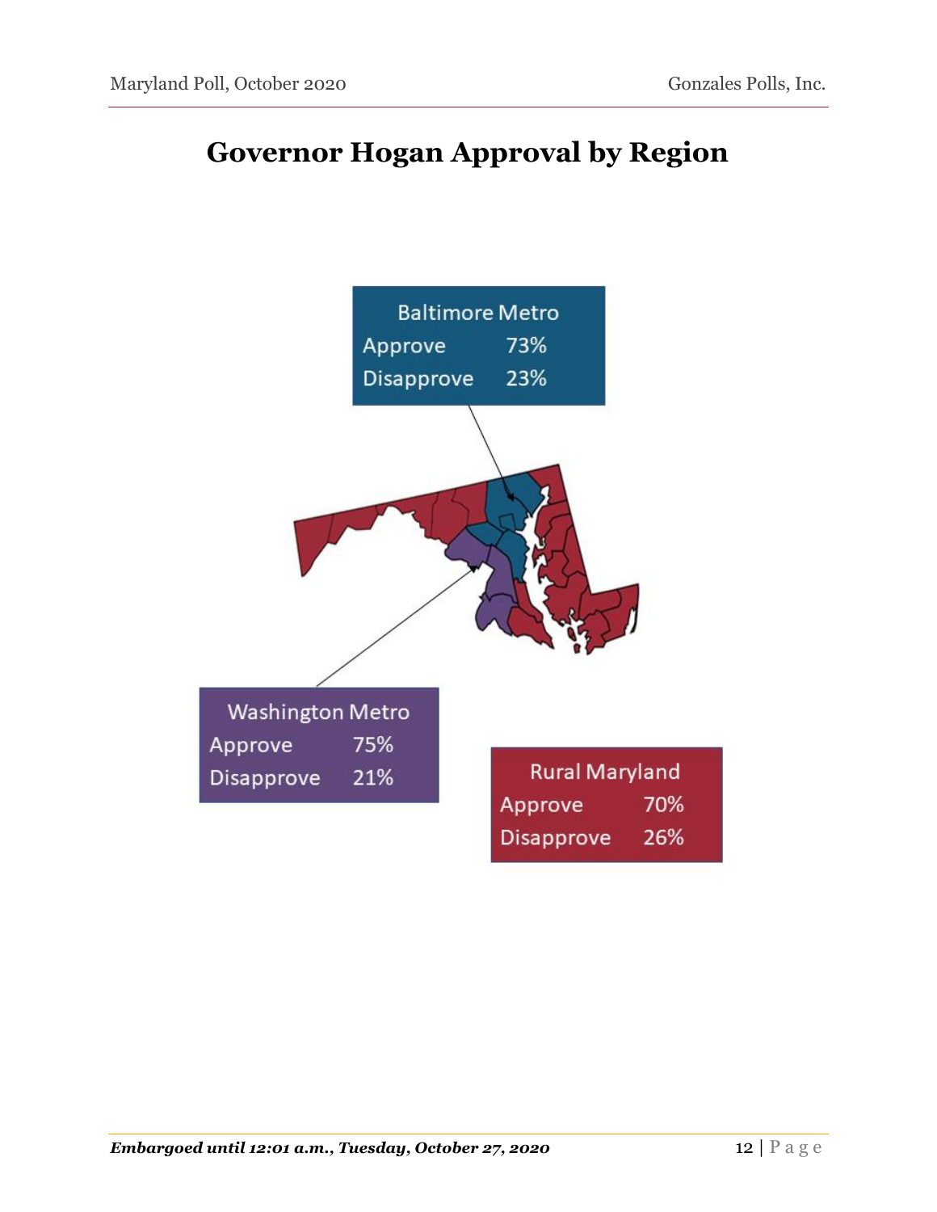# Governor Hogan Approval by Region

Baltimore Metro
Approve 73%
Disapprove 23%

Washington Metro
Approve 75%
Disapprove 21%

Rural Maryland
Approve 70%
Disapprove 26%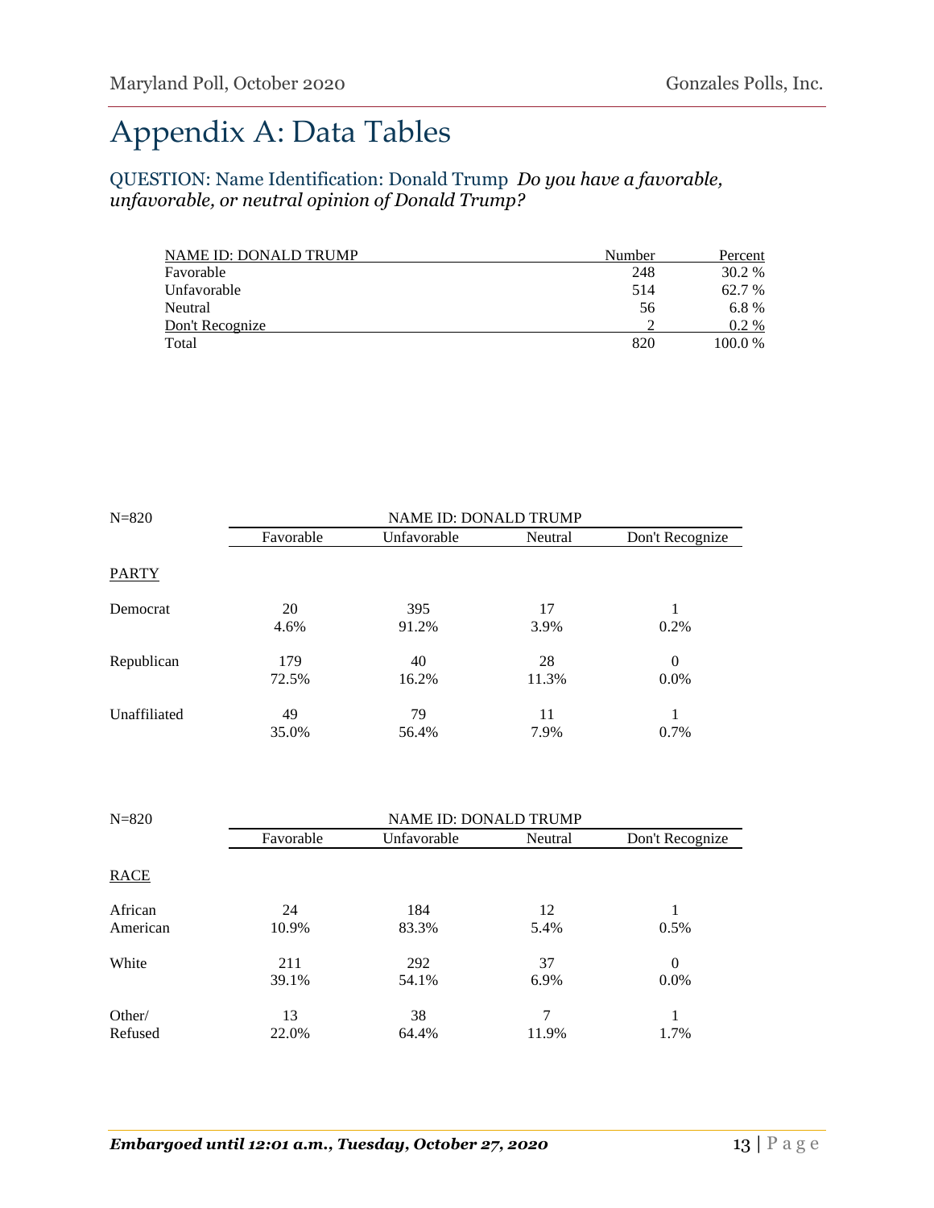# Appendix A: Data Tables

### QUESTION: Name Identification: Donald Trump *Do you have a favorable, unfavorable, or neutral opinion of Donald Trump?*

| NAME ID: DONALD TRUMP | Number | Percent |
|---|---|---|
| Favorable | 248 | 30.2 % |
| Unfavorable | 514 | 62.7 % |
| Neutral | 56 | 6.8 % |
| Don't Recognize | 2 | 0.2 % |
| Total | 820 | 100.0 % |

| N=820 | NAME ID: DONALD TRUMP | | | |
|---|---|---|---|---|
| | Favorable | Unfavorable | Neutral | Don't Recognize |
| PARTY | | | | |
| Democrat | 20<br>4.6% | 395<br>91.2% | 17<br>3.9% | 1<br>0.2% |
| Republican | 179<br>72.5% | 40<br>16.2% | 28<br>11.3% | 0<br>0.0% |
| Unaffiliated | 49<br>35.0% | 79<br>56.4% | 11<br>7.9% | 1<br>0.7% |

| N=820 | NAME ID: DONALD TRUMP | | | |
|---|---|---|---|---|
| | Favorable | Unfavorable | Neutral | Don't Recognize |
| RACE | | | | |
| African American | 24<br>10.9% | 184<br>83.3% | 12<br>5.4% | 1<br>0.5% |
| White | 211<br>39.1% | 292<br>54.1% | 37<br>6.9% | 0<br>0.0% |
| Other/ Refused | 13<br>22.0% | 38<br>64.4% | 7<br>11.9% | 1<br>1.7% |

***Embargoed until 12:01 a.m., Tuesday, October 27, 2020***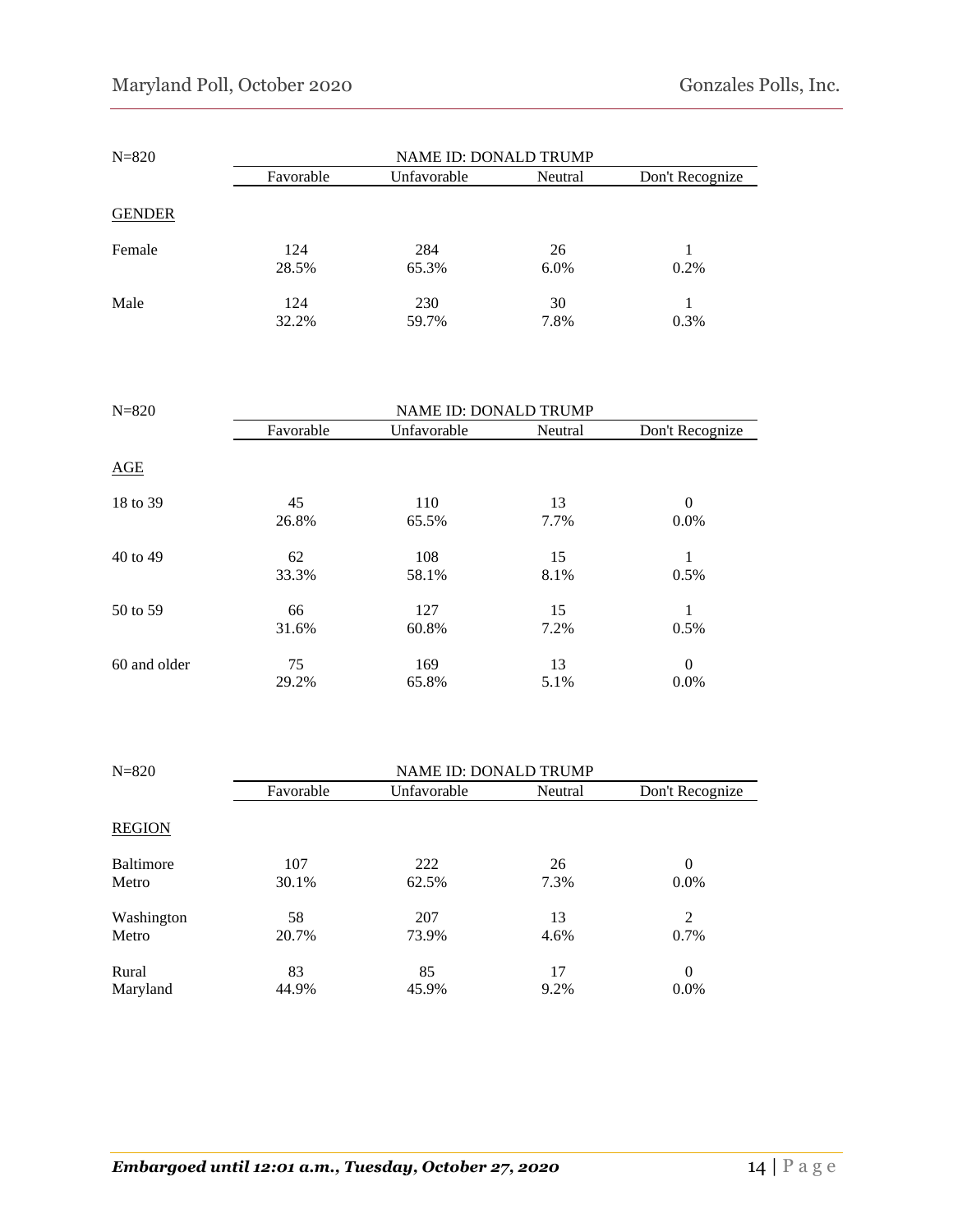| N=820 | NAME ID: DONALD TRUMP | | | |
|---|---|---|---|---|
| | Favorable | Unfavorable | Neutral | Don't Recognize |
| GENDER | | | | |
| Female | 124<br>28.5% | 284<br>65.3% | 26<br>6.0% | 1<br>0.2% |
| Male | 124<br>32.2% | 230<br>59.7% | 30<br>7.8% | 1<br>0.3% |

| N=820 | NAME ID: DONALD TRUMP | | | |
|---|---|---|---|---|
| | Favorable | Unfavorable | Neutral | Don't Recognize |
| AGE | | | | |
| 18 to 39 | 45<br>26.8% | 110<br>65.5% | 13<br>7.7% | 0<br>0.0% |
| 40 to 49 | 62<br>33.3% | 108<br>58.1% | 15<br>8.1% | 1<br>0.5% |
| 50 to 59 | 66<br>31.6% | 127<br>60.8% | 15<br>7.2% | 1<br>0.5% |
| 60 and older | 75<br>29.2% | 169<br>65.8% | 13<br>5.1% | 0<br>0.0% |

| N=820 | NAME ID: DONALD TRUMP | | | |
|---|---|---|---|---|
| | Favorable | Unfavorable | Neutral | Don't Recognize |
| REGION | | | | |
| Baltimore Metro | 107<br>30.1% | 222<br>62.5% | 26<br>7.3% | 0<br>0.0% |
| Washington Metro | 58<br>20.7% | 207<br>73.9% | 13<br>4.6% | 2<br>0.7% |
| Rural Maryland | 83<br>44.9% | 85<br>45.9% | 17<br>9.2% | 0<br>0.0% |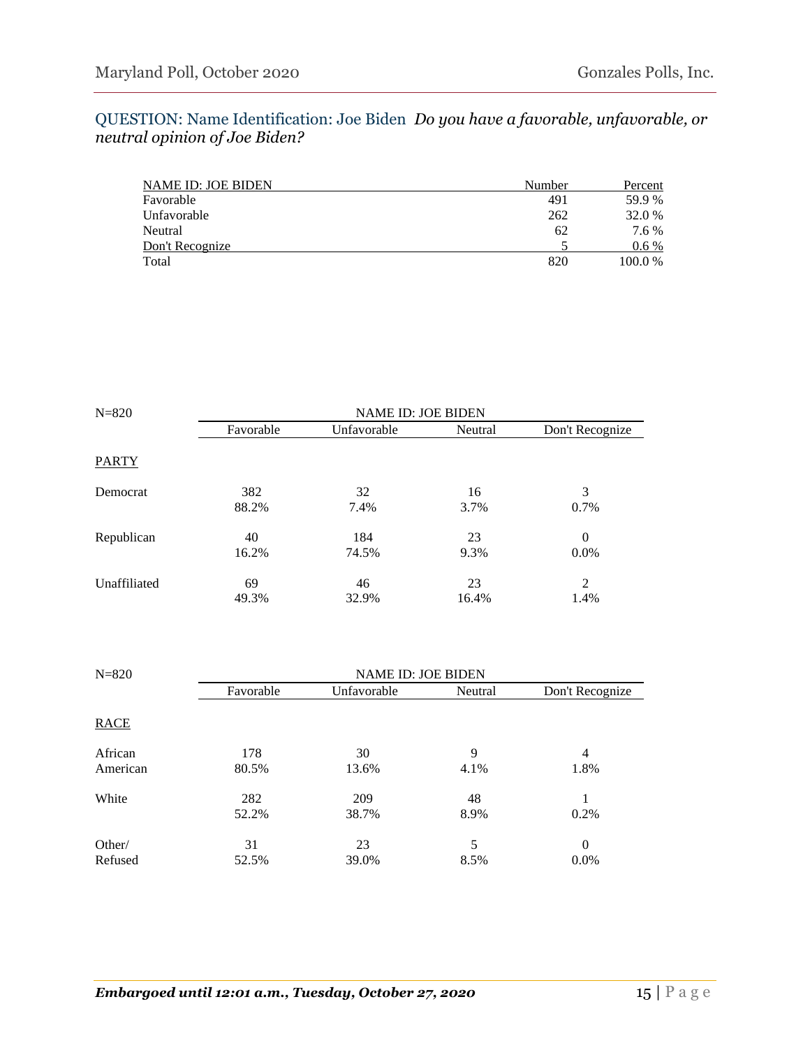QUESTION: Name Identification: Joe Biden *Do you have a favorable, unfavorable, or neutral opinion of Joe Biden?*

| NAME ID: JOE BIDEN | Number | Percent |
|---|---|---|
| Favorable | 491 | 59.9 % |
| Unfavorable | 262 | 32.0 % |
| Neutral | 62 | 7.6 % |
| Don't Recognize | 5 | 0.6 % |
| Total | 820 | 100.0 % |

| N=820 | NAME ID: JOE BIDEN | | | |
|---|---|---|---|---|
| | Favorable | Unfavorable | Neutral | Don't Recognize |
| PARTY | | | | |
| Democrat | 382<br>88.2% | 32<br>7.4% | 16<br>3.7% | 3<br>0.7% |
| Republican | 40<br>16.2% | 184<br>74.5% | 23<br>9.3% | 0<br>0.0% |
| Unaffiliated | 69<br>49.3% | 46<br>32.9% | 23<br>16.4% | 2<br>1.4% |

| N=820 | NAME ID: JOE BIDEN | | | |
|---|---|---|---|---|
| | Favorable | Unfavorable | Neutral | Don't Recognize |
| RACE | | | | |
| African American | 178<br>80.5% | 30<br>13.6% | 9<br>4.1% | 4<br>1.8% |
| White | 282<br>52.2% | 209<br>38.7% | 48<br>8.9% | 1<br>0.2% |
| Other/ Refused | 31<br>52.5% | 23<br>39.0% | 5<br>8.5% | 0<br>0.0% |

***Embargoed until 12:01 a.m., Tuesday, October 27, 2020***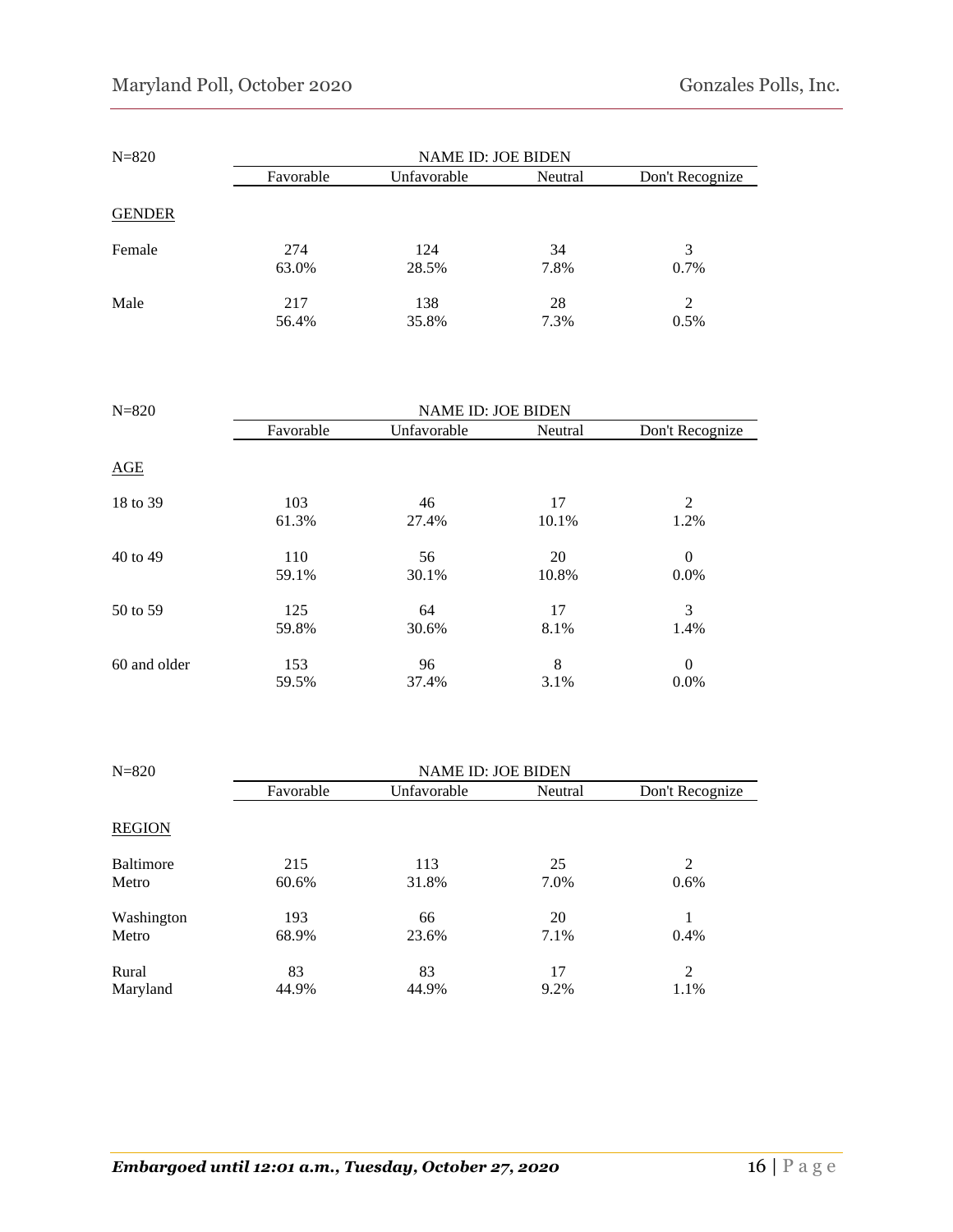| N=820 | NAME ID: JOE BIDEN | | | |
|---|---|---|---|---|
| | Favorable | Unfavorable | Neutral | Don't Recognize |
| GENDER | | | | |
| Female | 274<br>63.0% | 124<br>28.5% | 34<br>7.8% | 3<br>0.7% |
| Male | 217<br>56.4% | 138<br>35.8% | 28<br>7.3% | 2<br>0.5% |

| N=820 | NAME ID: JOE BIDEN | | | |
|---|---|---|---|---|
| | Favorable | Unfavorable | Neutral | Don't Recognize |
| AGE | | | | |
| 18 to 39 | 103<br>61.3% | 46<br>27.4% | 17<br>10.1% | 2<br>1.2% |
| 40 to 49 | 110<br>59.1% | 56<br>30.1% | 20<br>10.8% | 0<br>0.0% |
| 50 to 59 | 125<br>59.8% | 64<br>30.6% | 17<br>8.1% | 3<br>1.4% |
| 60 and older | 153<br>59.5% | 96<br>37.4% | 8<br>3.1% | 0<br>0.0% |

| N=820 | NAME ID: JOE BIDEN | | | |
|---|---|---|---|---|
| | Favorable | Unfavorable | Neutral | Don't Recognize |
| REGION | | | | |
| Baltimore Metro | 215<br>60.6% | 113<br>31.8% | 25<br>7.0% | 2<br>0.6% |
| Washington Metro | 193<br>68.9% | 66<br>23.6% | 20<br>7.1% | 1<br>0.4% |
| Rural Maryland | 83<br>44.9% | 83<br>44.9% | 17<br>9.2% | 2<br>1.1% |

*Embargoed until 12:01 a.m., Tuesday, October 27, 2020*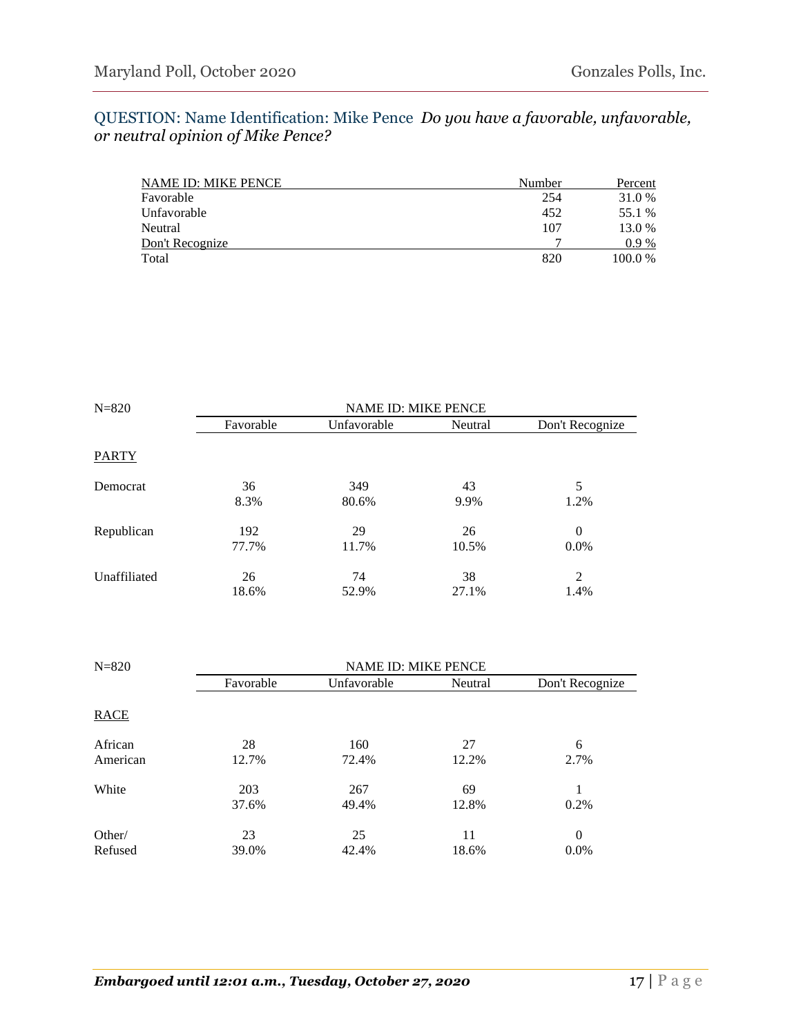## QUESTION: Name Identification: Mike Pence *Do you have a favorable, unfavorable, or neutral opinion of Mike Pence?*

| NAME ID: MIKE PENCE | Number | Percent |
|---|---|---|
| Favorable | 254 | 31.0 % |
| Unfavorable | 452 | 55.1 % |
| Neutral | 107 | 13.0 % |
| Don't Recognize | 7 | 0.9 % |
| Total | 820 | 100.0 % |

| N=820 | NAME ID: MIKE PENCE | | | |
|---|---|---|---|---|
| | Favorable | Unfavorable | Neutral | Don't Recognize |
| **PARTY** | | | | |
| Democrat | 36<br>8.3% | 349<br>80.6% | 43<br>9.9% | 5<br>1.2% |
| Republican | 192<br>77.7% | 29<br>11.7% | 26<br>10.5% | 0<br>0.0% |
| Unaffiliated | 26<br>18.6% | 74<br>52.9% | 38<br>27.1% | 2<br>1.4% |

| N=820 | NAME ID: MIKE PENCE | | | |
|---|---|---|---|---|
| | Favorable | Unfavorable | Neutral | Don't Recognize |
| **RACE** | | | | |
| African American | 28<br>12.7% | 160<br>72.4% | 27<br>12.2% | 6<br>2.7% |
| White | 203<br>37.6% | 267<br>49.4% | 69<br>12.8% | 1<br>0.2% |
| Other/ Refused | 23<br>39.0% | 25<br>42.4% | 11<br>18.6% | 0<br>0.0% |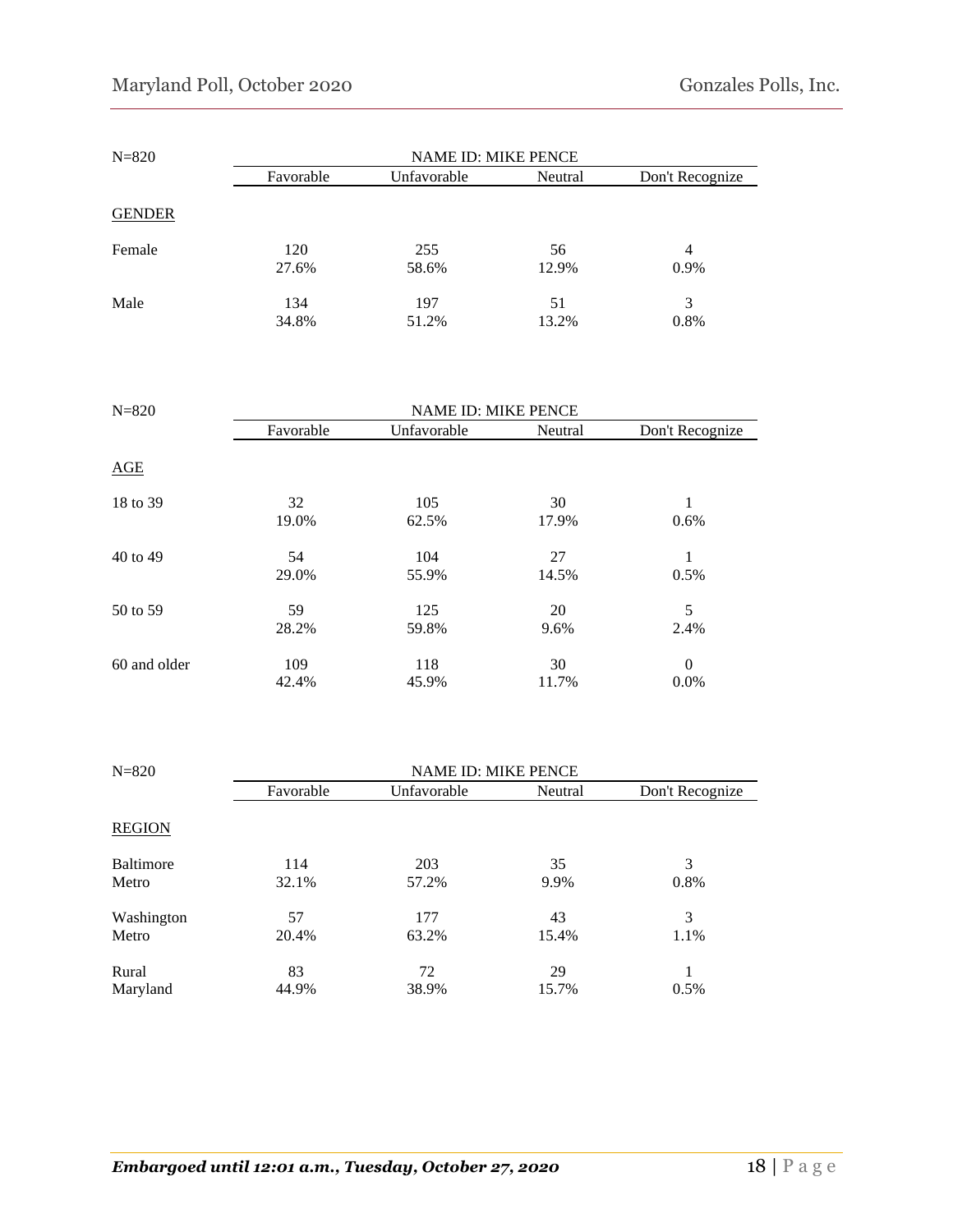| N=820 | NAME ID: MIKE PENCE | | | |
|---|---|---|---|---|
| | Favorable | Unfavorable | Neutral | Don't Recognize |
| GENDER | | | | |
| Female | 120<br>27.6% | 255<br>58.6% | 56<br>12.9% | 4<br>0.9% |
| Male | 134<br>34.8% | 197<br>51.2% | 51<br>13.2% | 3<br>0.8% |

| N=820 | NAME ID: MIKE PENCE | | | |
|---|---|---|---|---|
| | Favorable | Unfavorable | Neutral | Don't Recognize |
| AGE | | | | |
| 18 to 39 | 32<br>19.0% | 105<br>62.5% | 30<br>17.9% | 1<br>0.6% |
| 40 to 49 | 54<br>29.0% | 104<br>55.9% | 27<br>14.5% | 1<br>0.5% |
| 50 to 59 | 59<br>28.2% | 125<br>59.8% | 20<br>9.6% | 5<br>2.4% |
| 60 and older | 109<br>42.4% | 118<br>45.9% | 30<br>11.7% | 0<br>0.0% |

| N=820 | NAME ID: MIKE PENCE | | | |
|---|---|---|---|---|
| | Favorable | Unfavorable | Neutral | Don't Recognize |
| REGION | | | | |
| Baltimore Metro | 114<br>32.1% | 203<br>57.2% | 35<br>9.9% | 3<br>0.8% |
| Washington Metro | 57<br>20.4% | 177<br>63.2% | 43<br>15.4% | 3<br>1.1% |
| Rural Maryland | 83<br>44.9% | 72<br>38.9% | 29<br>15.7% | 1<br>0.5% |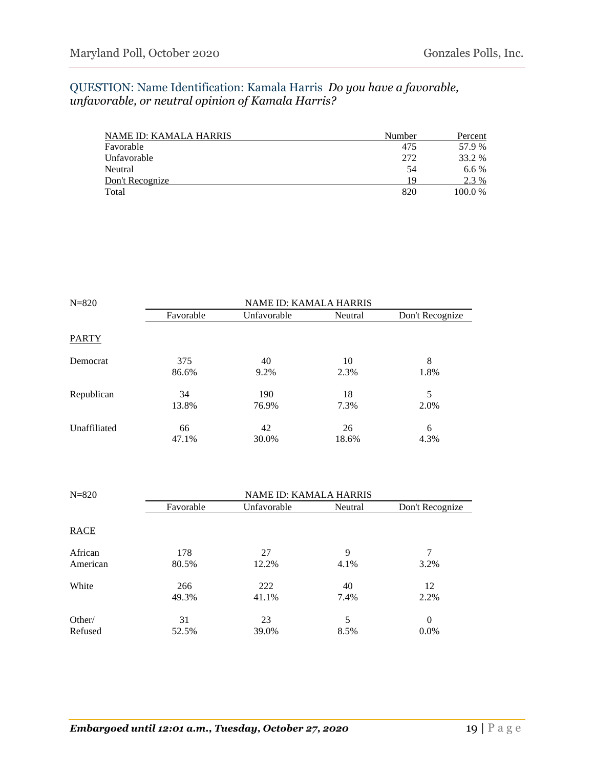QUESTION: Name Identification: Kamala Harris *Do you have a favorable, unfavorable, or neutral opinion of Kamala Harris?*

| NAME ID: KAMALA HARRIS | Number | Percent |
|---|---|---|
| Favorable | 475 | 57.9 % |
| Unfavorable | 272 | 33.2 % |
| Neutral | 54 | 6.6 % |
| Don't Recognize | 19 | 2.3 % |
| Total | 820 | 100.0 % |

| N=820 | NAME ID: KAMALA HARRIS | | | |
|---|---|---|---|---|
| | Favorable | Unfavorable | Neutral | Don't Recognize |
| PARTY | | | | |
| Democrat | 375<br>86.6% | 40<br>9.2% | 10<br>2.3% | 8<br>1.8% |
| Republican | 34<br>13.8% | 190<br>76.9% | 18<br>7.3% | 5<br>2.0% |
| Unaffiliated | 66<br>47.1% | 42<br>30.0% | 26<br>18.6% | 6<br>4.3% |

| N=820 | NAME ID: KAMALA HARRIS | | | |
|---|---|---|---|---|
| | Favorable | Unfavorable | Neutral | Don't Recognize |
| RACE | | | | |
| African American | 178<br>80.5% | 27<br>12.2% | 9<br>4.1% | 7<br>3.2% |
| White | 266<br>49.3% | 222<br>41.1% | 40<br>7.4% | 12<br>2.2% |
| Other/ Refused | 31<br>52.5% | 23<br>39.0% | 5<br>8.5% | 0<br>0.0% |

***Embargoed until 12:01 a.m., Tuesday, October 27, 2020***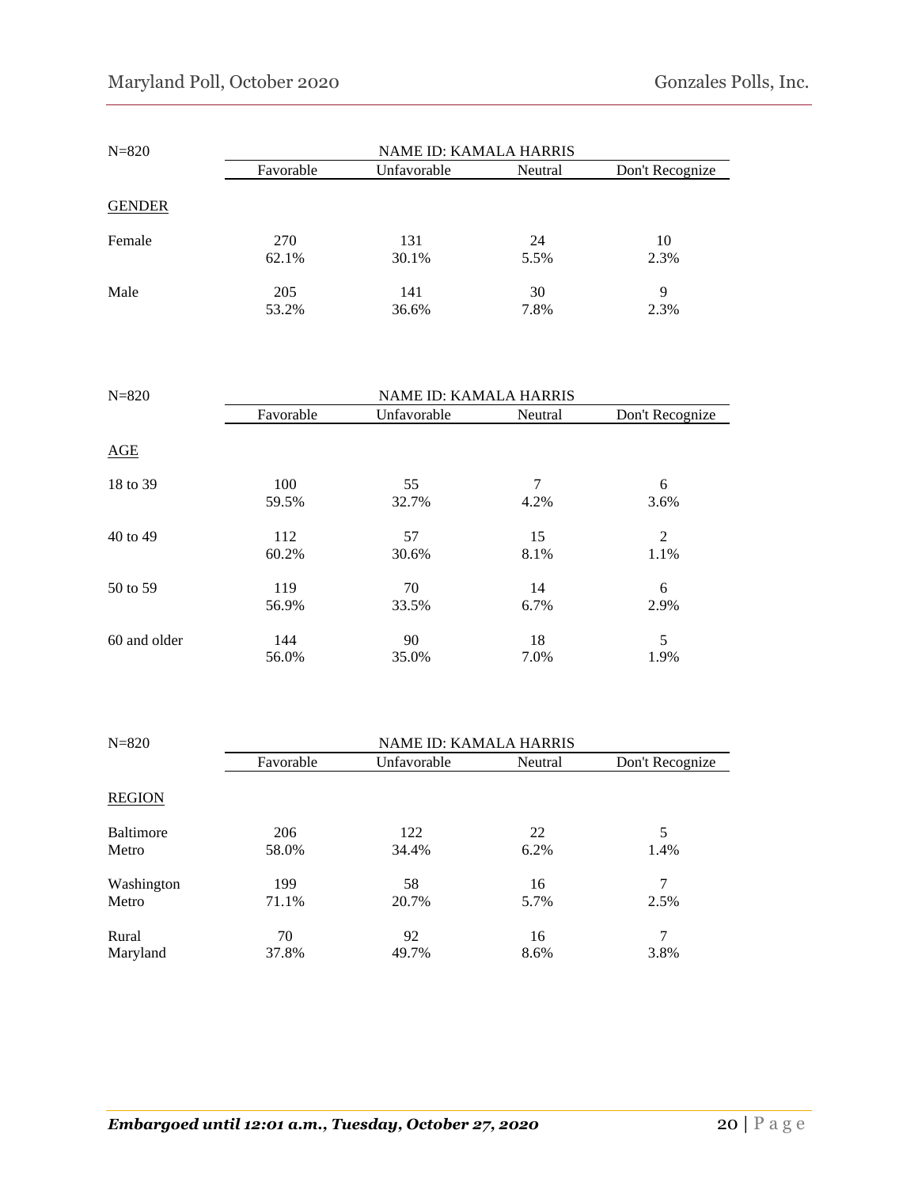| N=820 | NAME ID: KAMALA HARRIS | | | |
|---|---|---|---|---|
| | Favorable | Unfavorable | Neutral | Don't Recognize |
| GENDER | | | | |
| Female | 270<br>62.1% | 131<br>30.1% | 24<br>5.5% | 10<br>2.3% |
| Male | 205<br>53.2% | 141<br>36.6% | 30<br>7.8% | 9<br>2.3% |

| N=820 | NAME ID: KAMALA HARRIS | | | |
|---|---|---|---|---|
| | Favorable | Unfavorable | Neutral | Don't Recognize |
| AGE | | | | |
| 18 to 39 | 100<br>59.5% | 55<br>32.7% | 7<br>4.2% | 6<br>3.6% |
| 40 to 49 | 112<br>60.2% | 57<br>30.6% | 15<br>8.1% | 2<br>1.1% |
| 50 to 59 | 119<br>56.9% | 70<br>33.5% | 14<br>6.7% | 6<br>2.9% |
| 60 and older | 144<br>56.0% | 90<br>35.0% | 18<br>7.0% | 5<br>1.9% |

| N=820 | NAME ID: KAMALA HARRIS | | | |
|---|---|---|---|---|
| | Favorable | Unfavorable | Neutral | Don't Recognize |
| REGION | | | | |
| Baltimore Metro | 206<br>58.0% | 122<br>34.4% | 22<br>6.2% | 5<br>1.4% |
| Washington Metro | 199<br>71.1% | 58<br>20.7% | 16<br>5.7% | 7<br>2.5% |
| Rural Maryland | 70<br>37.8% | 92<br>49.7% | 16<br>8.6% | 7<br>3.8% |

*Embargoed until 12:01 a.m., Tuesday, October 27, 2020*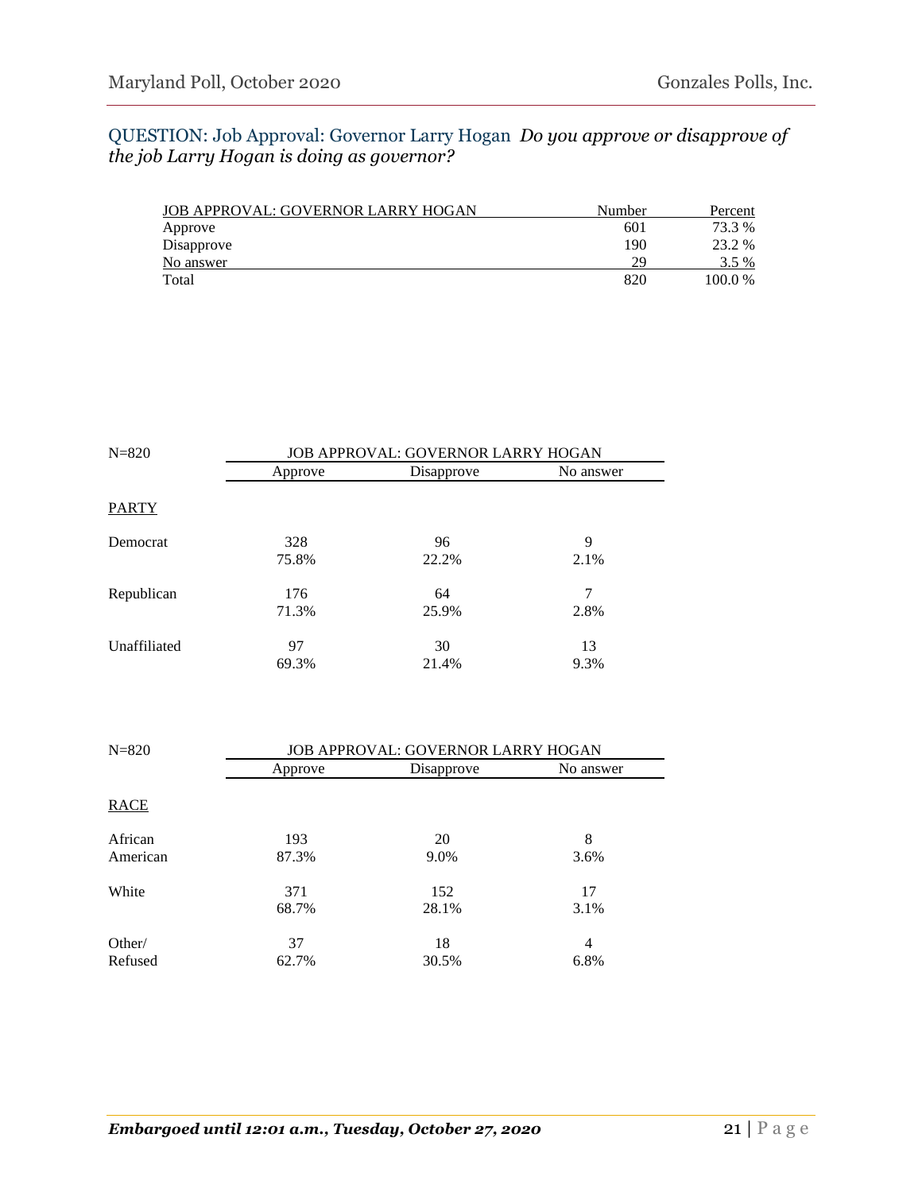QUESTION: Job Approval: Governor Larry Hogan *Do you approve or disapprove of the job Larry Hogan is doing as governor?*

| JOB APPROVAL: GOVERNOR LARRY HOGAN | Number | Percent |
|---|---|---|
| Approve | 601 | 73.3 % |
| Disapprove | 190 | 23.2 % |
| No answer | 29 | 3.5 % |
| Total | 820 | 100.0 % |

| N=820 | JOB APPROVAL: GOVERNOR LARRY HOGAN | | |
|---|---|---|---|
| | Approve | Disapprove | No answer |
| **PARTY** | | | |
| Democrat | 328<br>75.8% | 96<br>22.2% | 9<br>2.1% |
| Republican | 176<br>71.3% | 64<br>25.9% | 7<br>2.8% |
| Unaffiliated | 97<br>69.3% | 30<br>21.4% | 13<br>9.3% |

| N=820 | JOB APPROVAL: GOVERNOR LARRY HOGAN | | |
|---|---|---|---|
| | Approve | Disapprove | No answer |
| **RACE** | | | |
| African American | 193<br>87.3% | 20<br>9.0% | 8<br>3.6% |
| White | 371<br>68.7% | 152<br>28.1% | 17<br>3.1% |
| Other/ Refused | 37<br>62.7% | 18<br>30.5% | 4<br>6.8% |

*Embargoed until 12:01 a.m., Tuesday, October 27, 2020*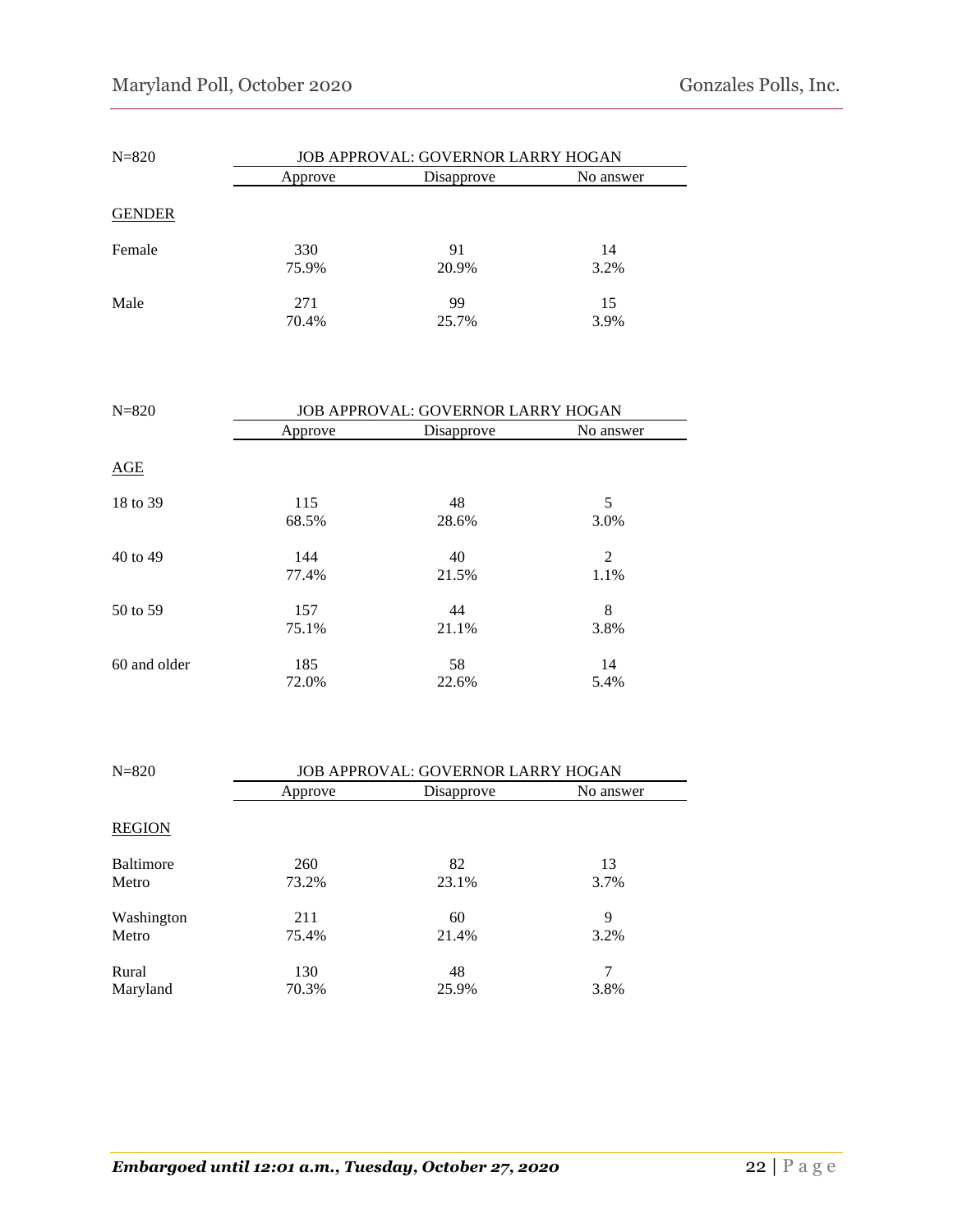| N=820 | JOB APPROVAL: GOVERNOR LARRY HOGAN | | |
|---|---|---|---|
| | Approve | Disapprove | No answer |
| GENDER | | | |
| Female | 330<br>75.9% | 91<br>20.9% | 14<br>3.2% |
| Male | 271<br>70.4% | 99<br>25.7% | 15<br>3.9% |

| N=820 | JOB APPROVAL: GOVERNOR LARRY HOGAN | | |
|---|---|---|---|
| | Approve | Disapprove | No answer |
| AGE | | | |
| 18 to 39 | 115<br>68.5% | 48<br>28.6% | 5<br>3.0% |
| 40 to 49 | 144<br>77.4% | 40<br>21.5% | 2<br>1.1% |
| 50 to 59 | 157<br>75.1% | 44<br>21.1% | 8<br>3.8% |
| 60 and older | 185<br>72.0% | 58<br>22.6% | 14<br>5.4% |

| N=820 | JOB APPROVAL: GOVERNOR LARRY HOGAN | | |
|---|---|---|---|
| | Approve | Disapprove | No answer |
| REGION | | | |
| Baltimore Metro | 260<br>73.2% | 82<br>23.1% | 13<br>3.7% |
| Washington Metro | 211<br>75.4% | 60<br>21.4% | 9<br>3.2% |
| Rural Maryland | 130<br>70.3% | 48<br>25.9% | 7<br>3.8% |

***Embargoed until 12:01 a.m., Tuesday, October 27, 2020***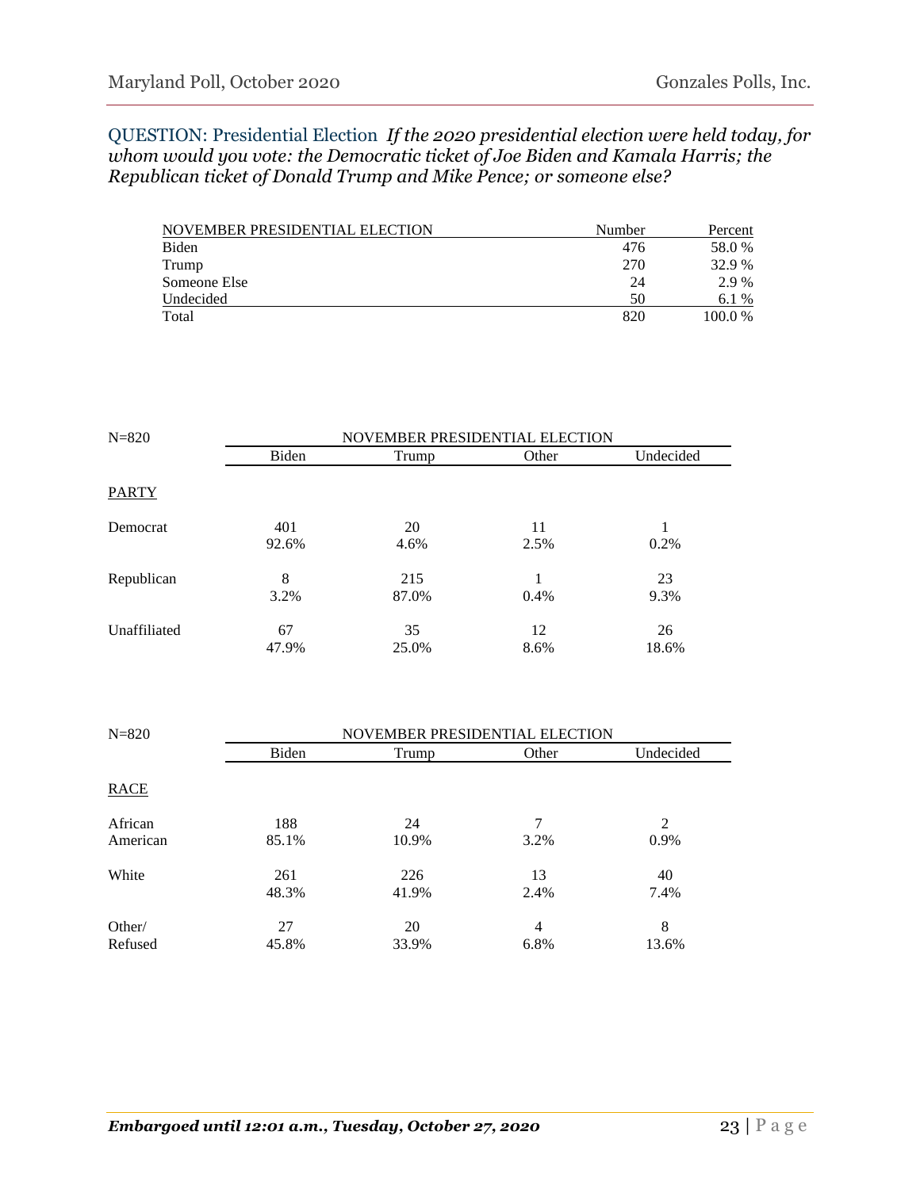QUESTION: Presidential Election *If the 2020 presidential election were held today, for whom would you vote: the Democratic ticket of Joe Biden and Kamala Harris; the Republican ticket of Donald Trump and Mike Pence; or someone else?*

| NOVEMBER PRESIDENTIAL ELECTION | Number | Percent |
|---|---|---|
| Biden | 476 | 58.0 % |
| Trump | 270 | 32.9 % |
| Someone Else | 24 | 2.9 % |
| Undecided | 50 | 6.1 % |
| Total | 820 | 100.0 % |

| N=820 | NOVEMBER PRESIDENTIAL ELECTION | | | |
|---|---|---|---|---|
| | Biden | Trump | Other | Undecided |
| **PARTY** | | | | |
| Democrat | 401<br>92.6% | 20<br>4.6% | 11<br>2.5% | 1<br>0.2% |
| Republican | 8<br>3.2% | 215<br>87.0% | 1<br>0.4% | 23<br>9.3% |
| Unaffiliated | 67<br>47.9% | 35<br>25.0% | 12<br>8.6% | 26<br>18.6% |

| N=820 | NOVEMBER PRESIDENTIAL ELECTION | | | |
|---|---|---|---|---|
| | Biden | Trump | Other | Undecided |
| **RACE** | | | | |
| African American | 188<br>85.1% | 24<br>10.9% | 7<br>3.2% | 2<br>0.9% |
| White | 261<br>48.3% | 226<br>41.9% | 13<br>2.4% | 40<br>7.4% |
| Other/ Refused | 27<br>45.8% | 20<br>33.9% | 4<br>6.8% | 8<br>13.6% |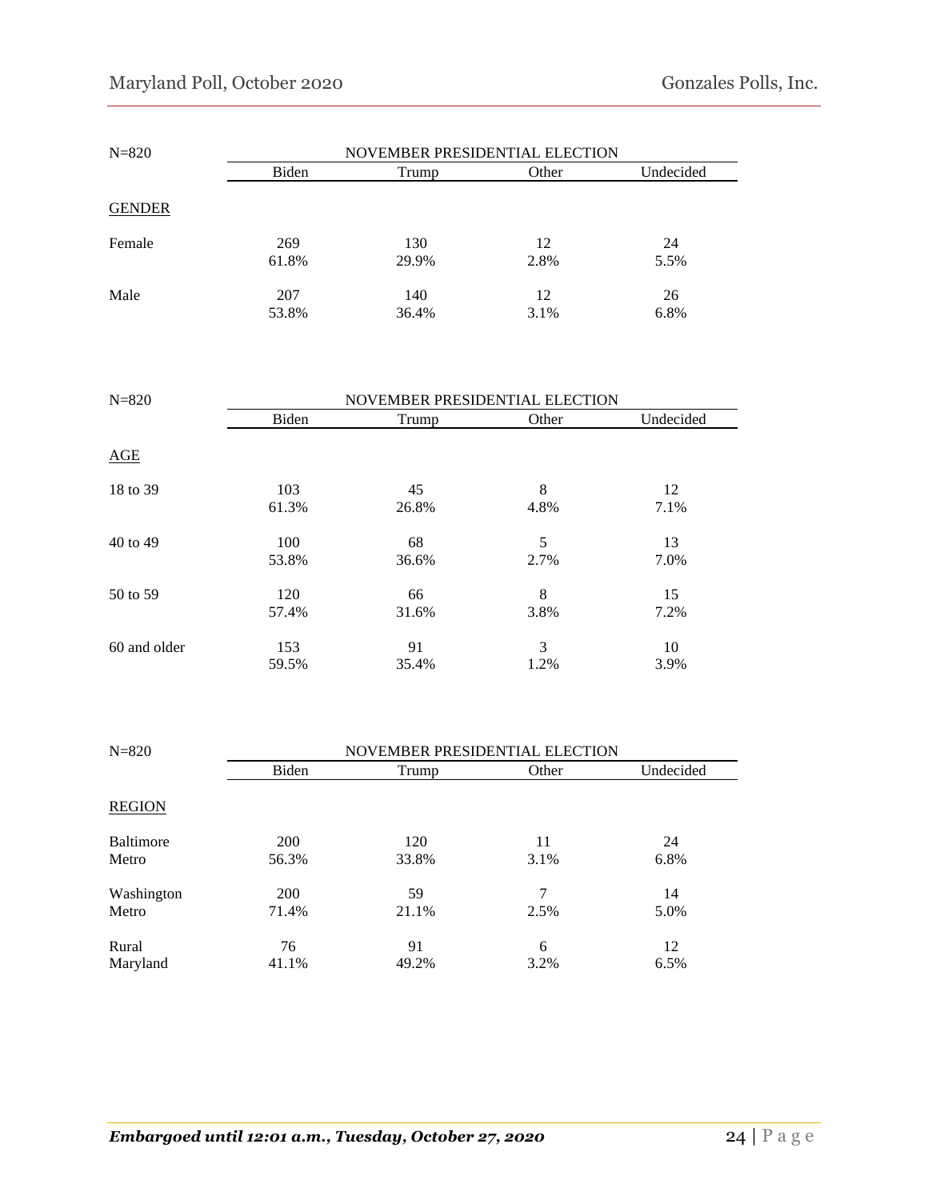| N=820 | NOVEMBER PRESIDENTIAL ELECTION | | | |
|---|---|---|---|---|
| | Biden | Trump | Other | Undecided |
| GENDER | | | | |
| Female | 269<br>61.8% | 130<br>29.9% | 12<br>2.8% | 24<br>5.5% |
| Male | 207<br>53.8% | 140<br>36.4% | 12<br>3.1% | 26<br>6.8% |

| N=820 | NOVEMBER PRESIDENTIAL ELECTION | | | |
|---|---|---|---|---|
| | Biden | Trump | Other | Undecided |
| AGE | | | | |
| 18 to 39 | 103<br>61.3% | 45<br>26.8% | 8<br>4.8% | 12<br>7.1% |
| 40 to 49 | 100<br>53.8% | 68<br>36.6% | 5<br>2.7% | 13<br>7.0% |
| 50 to 59 | 120<br>57.4% | 66<br>31.6% | 8<br>3.8% | 15<br>7.2% |
| 60 and older | 153<br>59.5% | 91<br>35.4% | 3<br>1.2% | 10<br>3.9% |

| N=820 | NOVEMBER PRESIDENTIAL ELECTION | | | |
|---|---|---|---|---|
| | Biden | Trump | Other | Undecided |
| REGION | | | | |
| Baltimore Metro | 200<br>56.3% | 120<br>33.8% | 11<br>3.1% | 24<br>6.8% |
| Washington Metro | 200<br>71.4% | 59<br>21.1% | 7<br>2.5% | 14<br>5.0% |
| Rural Maryland | 76<br>41.1% | 91<br>49.2% | 6<br>3.2% | 12<br>6.5% |

***Embargoed until 12:01 a.m., Tuesday, October 27, 2020***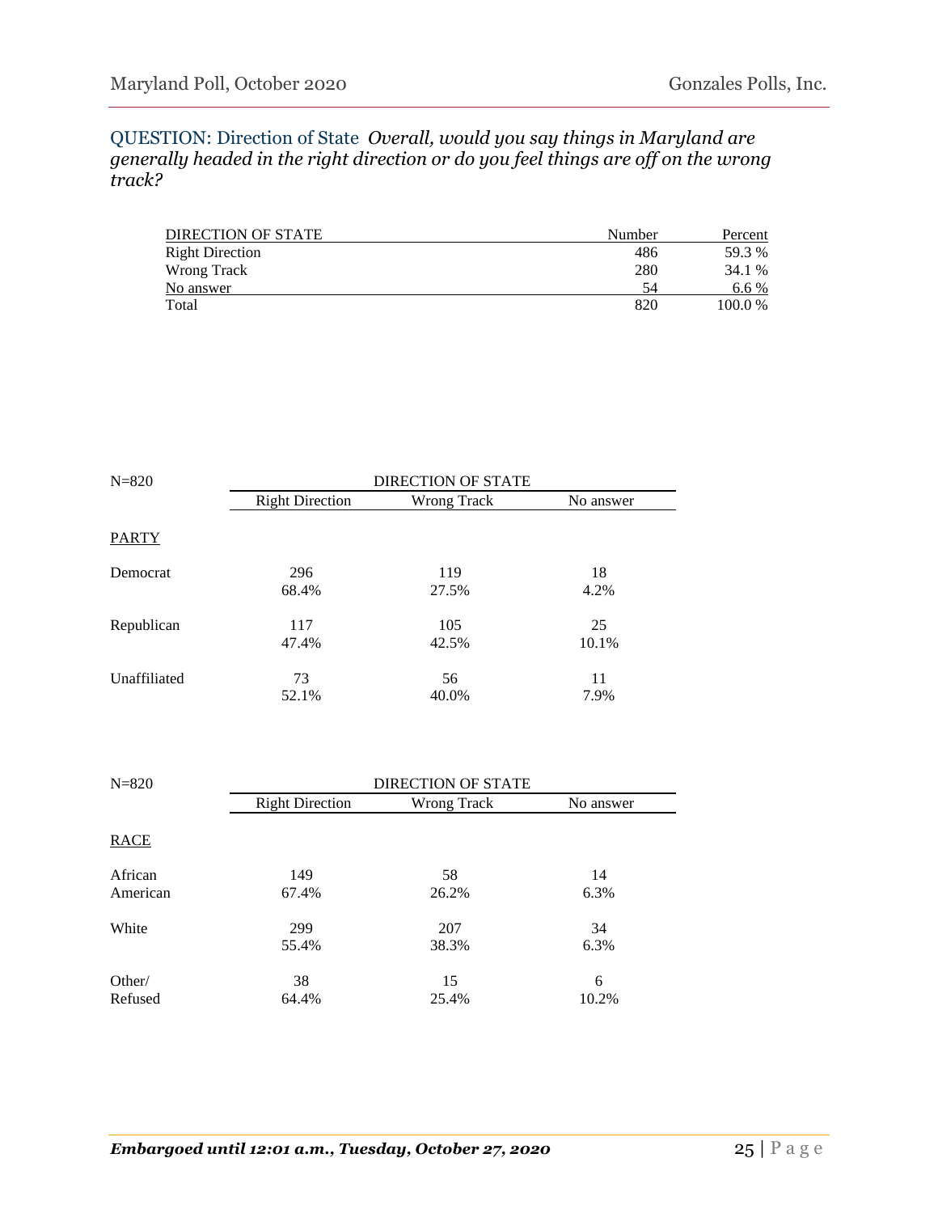QUESTION: Direction of State *Overall, would you say things in Maryland are generally headed in the right direction or do you feel things are off on the wrong track?*

| DIRECTION OF STATE | Number | Percent |
|---|---|---|
| Right Direction | 486 | 59.3 % |
| Wrong Track | 280 | 34.1 % |
| No answer | 54 | 6.6 % |
| Total | 820 | 100.0 % |

| N=820 | DIRECTION OF STATE | | |
|---|---|---|---|
| | Right Direction | Wrong Track | No answer |
| PARTY | | | |
| Democrat | 296<br>68.4% | 119<br>27.5% | 18<br>4.2% |
| Republican | 117<br>47.4% | 105<br>42.5% | 25<br>10.1% |
| Unaffiliated | 73<br>52.1% | 56<br>40.0% | 11<br>7.9% |

| N=820 | DIRECTION OF STATE | | |
|---|---|---|---|
| | Right Direction | Wrong Track | No answer |
| RACE | | | |
| African American | 149<br>67.4% | 58<br>26.2% | 14<br>6.3% |
| White | 299<br>55.4% | 207<br>38.3% | 34<br>6.3% |
| Other/ Refused | 38<br>64.4% | 15<br>25.4% | 6<br>10.2% |

***Embargoed until 12:01 a.m., Tuesday, October 27, 2020***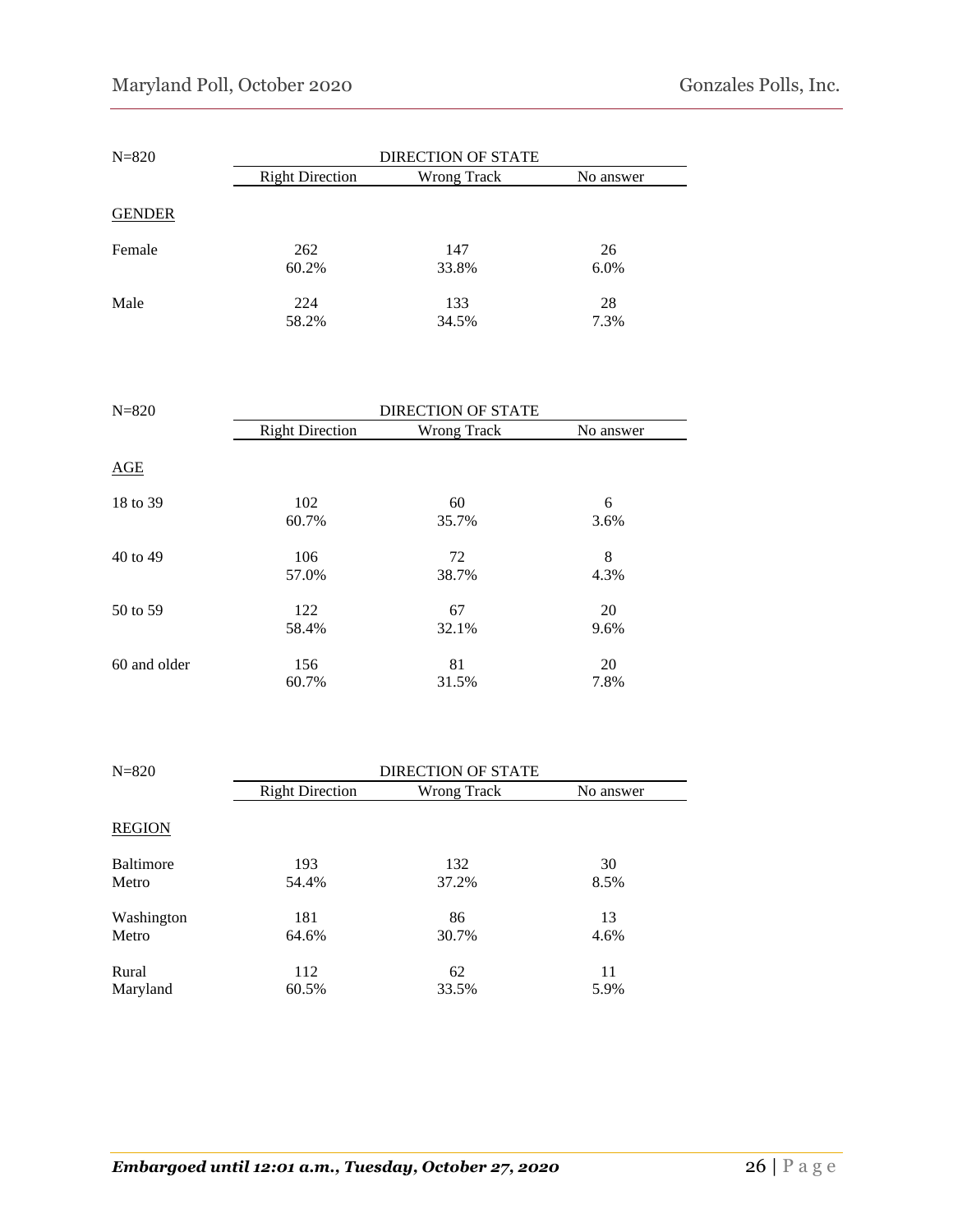| N=820 | DIRECTION OF STATE | | |
|---|---|---|---|
| | Right Direction | Wrong Track | No answer |
| GENDER | | | |
| Female | 262<br>60.2% | 147<br>33.8% | 26<br>6.0% |
| Male | 224<br>58.2% | 133<br>34.5% | 28<br>7.3% |

| N=820 | DIRECTION OF STATE | | |
|---|---|---|---|
| | Right Direction | Wrong Track | No answer |
| AGE | | | |
| 18 to 39 | 102<br>60.7% | 60<br>35.7% | 6<br>3.6% |
| 40 to 49 | 106<br>57.0% | 72<br>38.7% | 8<br>4.3% |
| 50 to 59 | 122<br>58.4% | 67<br>32.1% | 20<br>9.6% |
| 60 and older | 156<br>60.7% | 81<br>31.5% | 20<br>7.8% |

| N=820 | DIRECTION OF STATE | | |
|---|---|---|---|
| | Right Direction | Wrong Track | No answer |
| REGION | | | |
| Baltimore Metro | 193<br>54.4% | 132<br>37.2% | 30<br>8.5% |
| Washington Metro | 181<br>64.6% | 86<br>30.7% | 13<br>4.6% |
| Rural Maryland | 112<br>60.5% | 62<br>33.5% | 11<br>5.9% |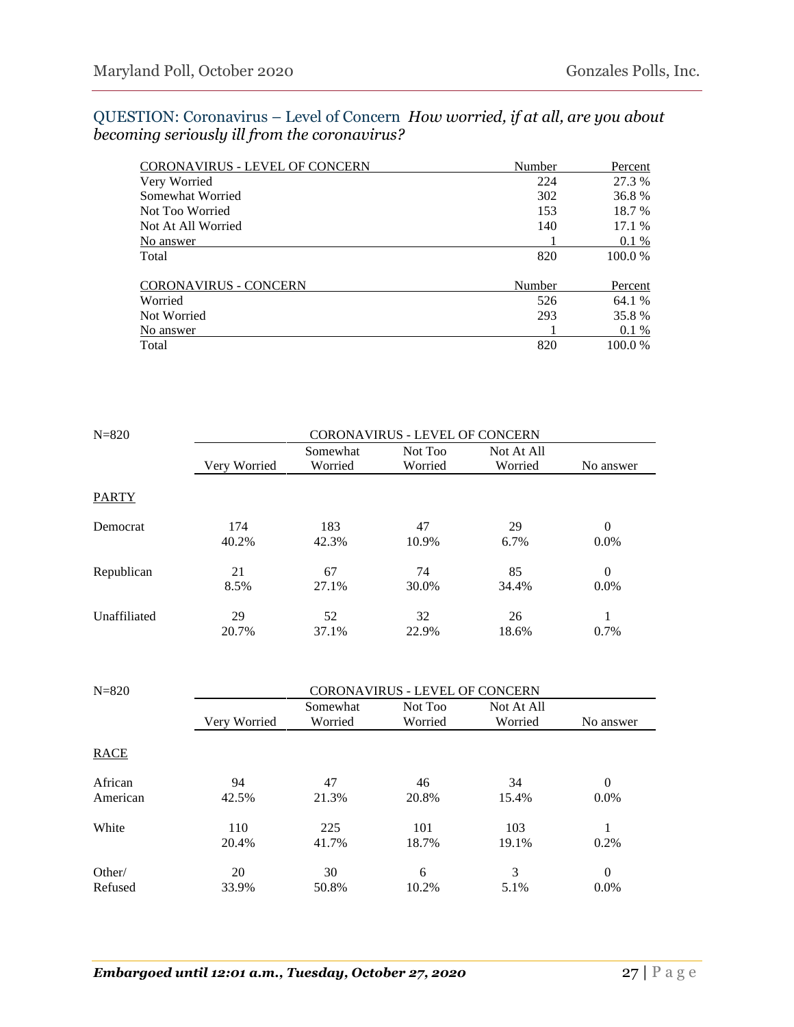QUESTION: Coronavirus – Level of Concern *How worried, if at all, are you about becoming seriously ill from the coronavirus?*

| CORONAVIRUS - LEVEL OF CONCERN | Number | Percent |
|---|---|---|
| Very Worried | 224 | 27.3 % |
| Somewhat Worried | 302 | 36.8 % |
| Not Too Worried | 153 | 18.7 % |
| Not At All Worried | 140 | 17.1 % |
| No answer | 1 | 0.1 % |
| Total | 820 | 100.0 % |

| CORONAVIRUS - CONCERN | Number | Percent |
|---|---|---|
| Worried | 526 | 64.1 % |
| Not Worried | 293 | 35.8 % |
| No answer | 1 | 0.1 % |
| Total | 820 | 100.0 % |

| N=820 | CORONAVIRUS - LEVEL OF CONCERN | | | | |
|---|---|---|---|---|---|
| | Very Worried | Somewhat Worried | Not Too Worried | Not At All Worried | No answer |
| PARTY | | | | | |
| Democrat | 174<br>40.2% | 183<br>42.3% | 47<br>10.9% | 29<br>6.7% | 0<br>0.0% |
| Republican | 21<br>8.5% | 67<br>27.1% | 74<br>30.0% | 85<br>34.4% | 0<br>0.0% |
| Unaffiliated | 29<br>20.7% | 52<br>37.1% | 32<br>22.9% | 26<br>18.6% | 1<br>0.7% |

| N=820 | CORONAVIRUS - LEVEL OF CONCERN | | | | |
|---|---|---|---|---|---|
| | Very Worried | Somewhat Worried | Not Too Worried | Not At All Worried | No answer |
| RACE | | | | | |
| African American | 94<br>42.5% | 47<br>21.3% | 46<br>20.8% | 34<br>15.4% | 0<br>0.0% |
| White | 110<br>20.4% | 225<br>41.7% | 101<br>18.7% | 103<br>19.1% | 1<br>0.2% |
| Other/ Refused | 20<br>33.9% | 30<br>50.8% | 6<br>10.2% | 3<br>5.1% | 0<br>0.0% |

***Embargoed until 12:01 a.m., Tuesday, October 27, 2020***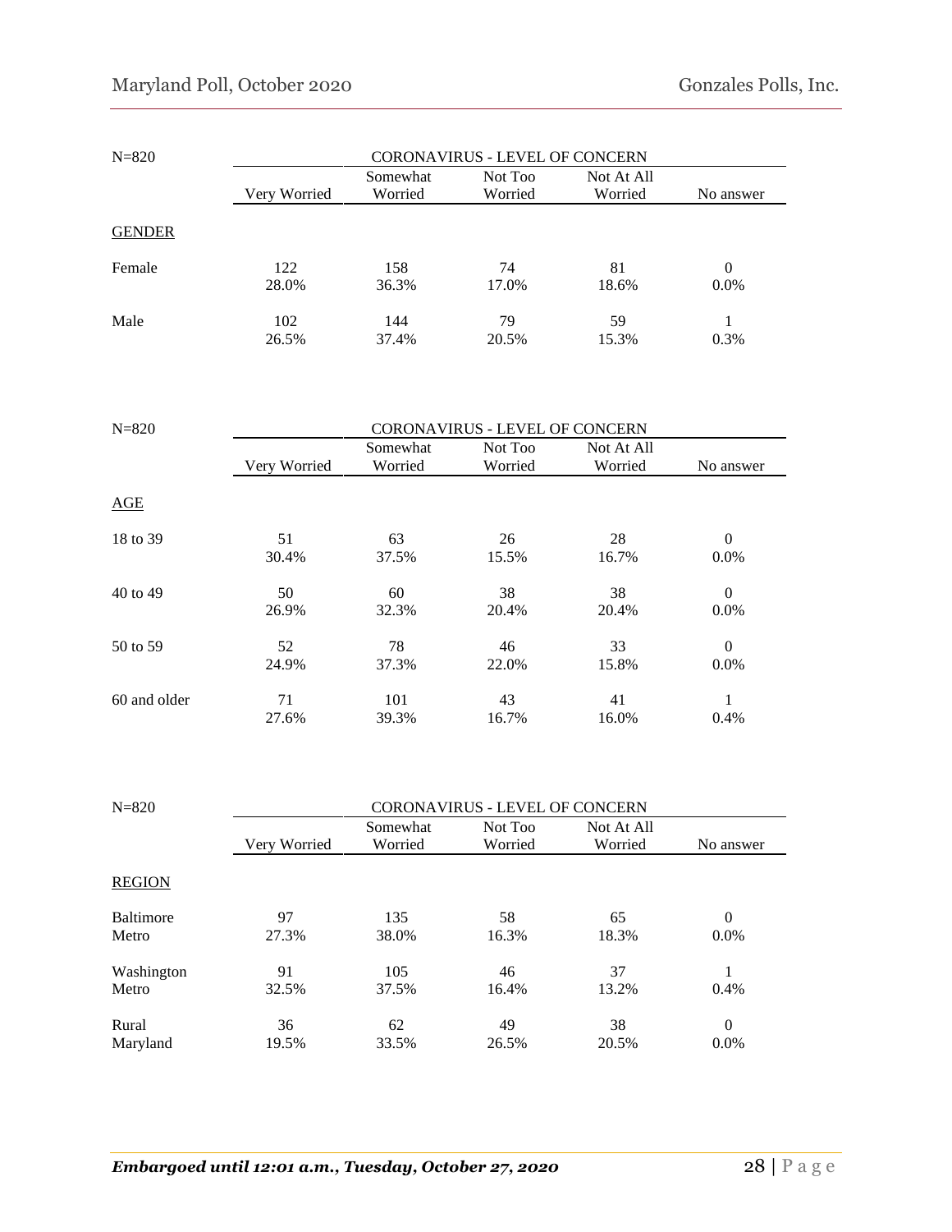N=820

| | CORONAVIRUS - LEVEL OF CONCERN | | | | |
|---|---|---|---|---|---|
| | Very Worried | Somewhat Worried | Not Too Worried | Not At All Worried | No answer |
| GENDER | | | | | |
| Female | 122<br>28.0% | 158<br>36.3% | 74<br>17.0% | 81<br>18.6% | 0<br>0.0% |
| Male | 102<br>26.5% | 144<br>37.4% | 79<br>20.5% | 59<br>15.3% | 1<br>0.3% |

N=820

| | CORONAVIRUS - LEVEL OF CONCERN | | | | |
|---|---|---|---|---|---|
| | Very Worried | Somewhat Worried | Not Too Worried | Not At All Worried | No answer |
| AGE | | | | | |
| 18 to 39 | 51<br>30.4% | 63<br>37.5% | 26<br>15.5% | 28<br>16.7% | 0<br>0.0% |
| 40 to 49 | 50<br>26.9% | 60<br>32.3% | 38<br>20.4% | 38<br>20.4% | 0<br>0.0% |
| 50 to 59 | 52<br>24.9% | 78<br>37.3% | 46<br>22.0% | 33<br>15.8% | 0<br>0.0% |
| 60 and older | 71<br>27.6% | 101<br>39.3% | 43<br>16.7% | 41<br>16.0% | 1<br>0.4% |

N=820

| | CORONAVIRUS - LEVEL OF CONCERN | | | | |
|---|---|---|---|---|---|
| | Very Worried | Somewhat Worried | Not Too Worried | Not At All Worried | No answer |
| REGION | | | | | |
| Baltimore Metro | 97<br>27.3% | 135<br>38.0% | 58<br>16.3% | 65<br>18.3% | 0<br>0.0% |
| Washington Metro | 91<br>32.5% | 105<br>37.5% | 46<br>16.4% | 37<br>13.2% | 1<br>0.4% |
| Rural Maryland | 36<br>19.5% | 62<br>33.5% | 49<br>26.5% | 38<br>20.5% | 0<br>0.0% |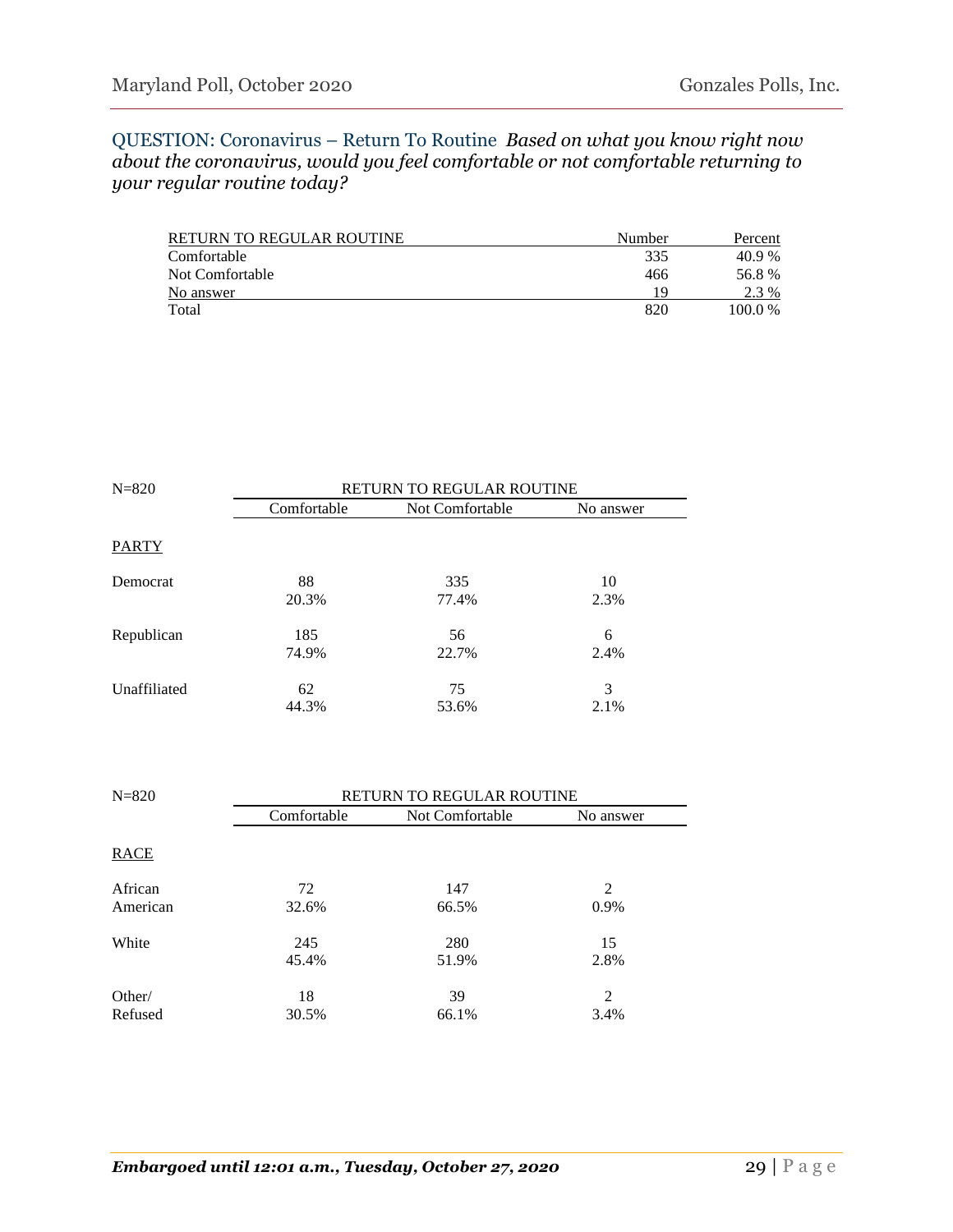QUESTION: Coronavirus – Return To Routine *Based on what you know right now about the coronavirus, would you feel comfortable or not comfortable returning to your regular routine today?*

| RETURN TO REGULAR ROUTINE | Number | Percent |
|---|---|---|
| Comfortable | 335 | 40.9 % |
| Not Comfortable | 466 | 56.8 % |
| No answer | 19 | 2.3 % |
| Total | 820 | 100.0 % |

| N=820 | RETURN TO REGULAR ROUTINE | | |
|---|---|---|---|
| | Comfortable | Not Comfortable | No answer |
| PARTY | | | |
| Democrat | 88<br>20.3% | 335<br>77.4% | 10<br>2.3% |
| Republican | 185<br>74.9% | 56<br>22.7% | 6<br>2.4% |
| Unaffiliated | 62<br>44.3% | 75<br>53.6% | 3<br>2.1% |

| N=820 | RETURN TO REGULAR ROUTINE | | |
|---|---|---|---|
| | Comfortable | Not Comfortable | No answer |
| RACE | | | |
| African American | 72<br>32.6% | 147<br>66.5% | 2<br>0.9% |
| White | 245<br>45.4% | 280<br>51.9% | 15<br>2.8% |
| Other/ Refused | 18<br>30.5% | 39<br>66.1% | 2<br>3.4% |

***Embargoed until 12:01 a.m., Tuesday, October 27, 2020***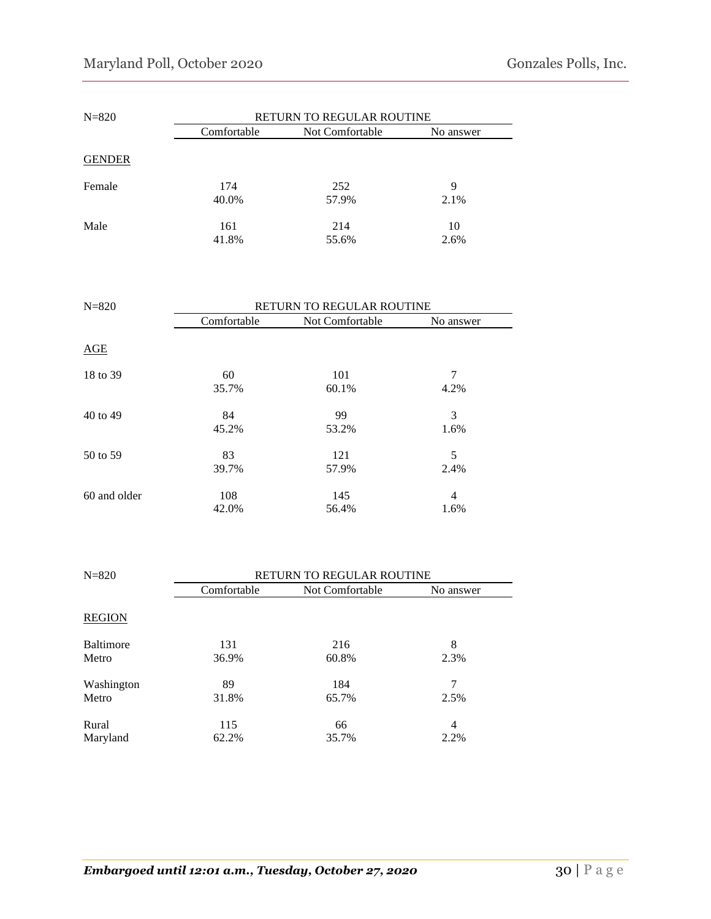| N=820 | RETURN TO REGULAR ROUTINE | | |
|---|---|---|---|
| | Comfortable | Not Comfortable | No answer |
| GENDER | | | |
| Female | 174<br>40.0% | 252<br>57.9% | 9<br>2.1% |
| Male | 161<br>41.8% | 214<br>55.6% | 10<br>2.6% |

| N=820 | RETURN TO REGULAR ROUTINE | | |
|---|---|---|---|
| | Comfortable | Not Comfortable | No answer |
| AGE | | | |
| 18 to 39 | 60<br>35.7% | 101<br>60.1% | 7<br>4.2% |
| 40 to 49 | 84<br>45.2% | 99<br>53.2% | 3<br>1.6% |
| 50 to 59 | 83<br>39.7% | 121<br>57.9% | 5<br>2.4% |
| 60 and older | 108<br>42.0% | 145<br>56.4% | 4<br>1.6% |

| N=820 | RETURN TO REGULAR ROUTINE | | |
|---|---|---|---|
| | Comfortable | Not Comfortable | No answer |
| REGION | | | |
| Baltimore Metro | 131<br>36.9% | 216<br>60.8% | 8<br>2.3% |
| Washington Metro | 89<br>31.8% | 184<br>65.7% | 7<br>2.5% |
| Rural Maryland | 115<br>62.2% | 66<br>35.7% | 4<br>2.2% |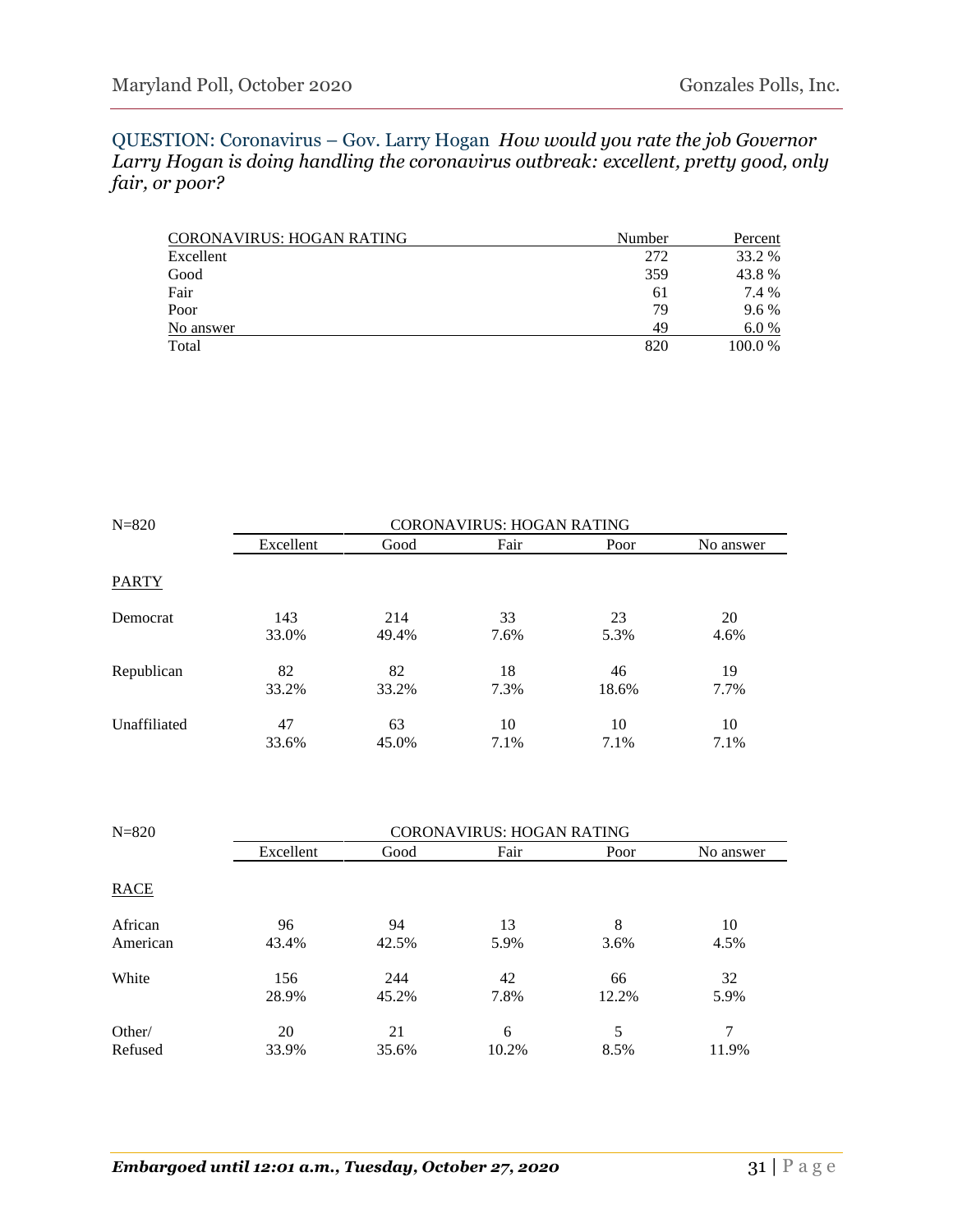QUESTION: Coronavirus – Gov. Larry Hogan *How would you rate the job Governor Larry Hogan is doing handling the coronavirus outbreak: excellent, pretty good, only fair, or poor?*

| CORONAVIRUS: HOGAN RATING | Number | Percent |
|---|---|---|
| Excellent | 272 | 33.2 % |
| Good | 359 | 43.8 % |
| Fair | 61 | 7.4 % |
| Poor | 79 | 9.6 % |
| No answer | 49 | 6.0 % |
| Total | 820 | 100.0 % |

| N=820 | CORONAVIRUS: HOGAN RATING | | | | |
|---|---|---|---|---|---|
| | Excellent | Good | Fair | Poor | No answer |
| PARTY | | | | | |
| Democrat | 143<br>33.0% | 214<br>49.4% | 33<br>7.6% | 23<br>5.3% | 20<br>4.6% |
| Republican | 82<br>33.2% | 82<br>33.2% | 18<br>7.3% | 46<br>18.6% | 19<br>7.7% |
| Unaffiliated | 47<br>33.6% | 63<br>45.0% | 10<br>7.1% | 10<br>7.1% | 10<br>7.1% |

| N=820 | CORONAVIRUS: HOGAN RATING | | | | |
|---|---|---|---|---|---|
| | Excellent | Good | Fair | Poor | No answer |
| RACE | | | | | |
| African American | 96<br>43.4% | 94<br>42.5% | 13<br>5.9% | 8<br>3.6% | 10<br>4.5% |
| White | 156<br>28.9% | 244<br>45.2% | 42<br>7.8% | 66<br>12.2% | 32<br>5.9% |
| Other/ Refused | 20<br>33.9% | 21<br>35.6% | 6<br>10.2% | 5<br>8.5% | 7<br>11.9% |

***Embargoed until 12:01 a.m., Tuesday, October 27, 2020***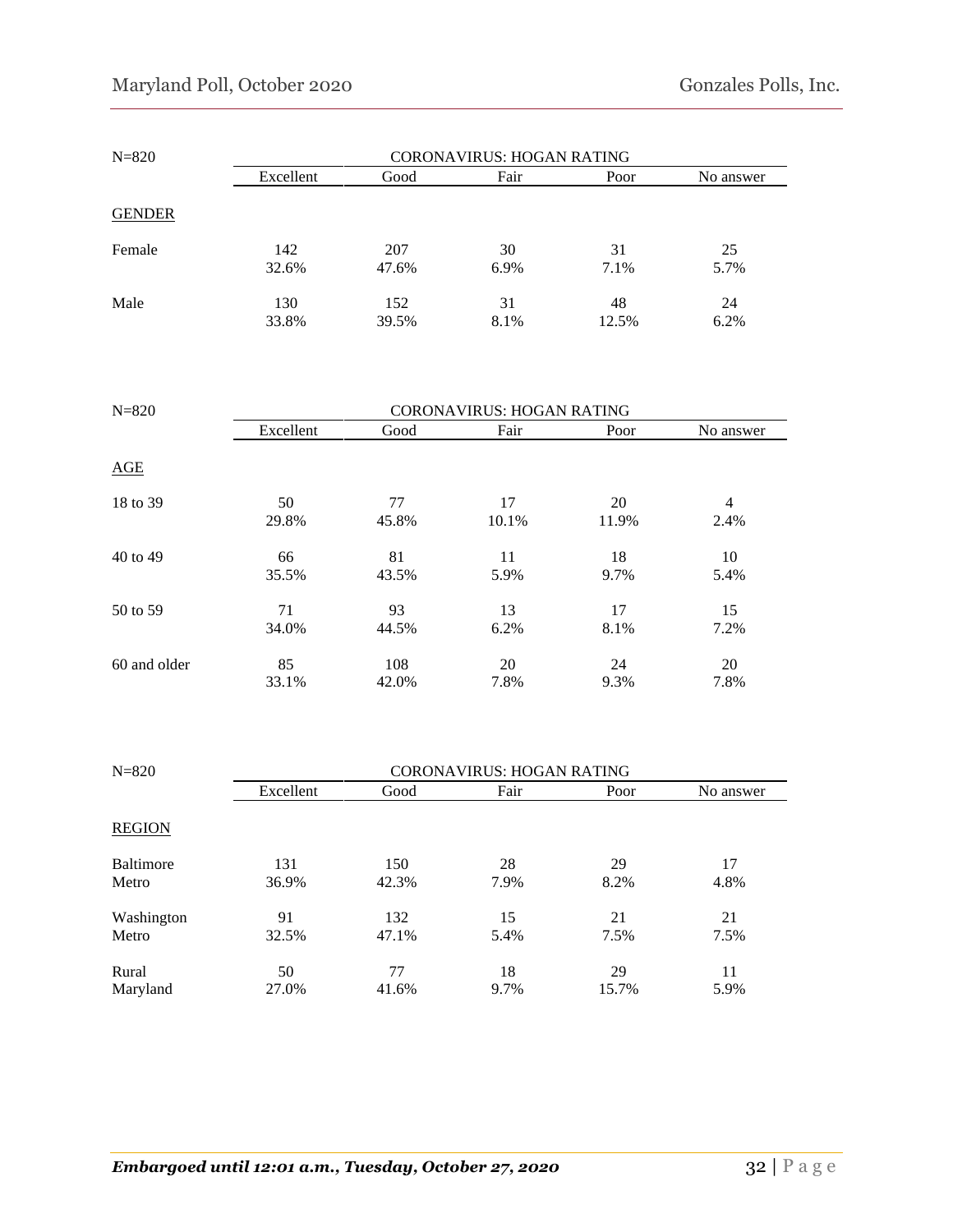| N=820 | CORONAVIRUS: HOGAN RATING | | | | |
|---|---|---|---|---|---|
| | Excellent | Good | Fair | Poor | No answer |
| GENDER | | | | | |
| Female | 142<br>32.6% | 207<br>47.6% | 30<br>6.9% | 31<br>7.1% | 25<br>5.7% |
| Male | 130<br>33.8% | 152<br>39.5% | 31<br>8.1% | 48<br>12.5% | 24<br>6.2% |

| N=820 | CORONAVIRUS: HOGAN RATING | | | | |
|---|---|---|---|---|---|
| | Excellent | Good | Fair | Poor | No answer |
| AGE | | | | | |
| 18 to 39 | 50<br>29.8% | 77<br>45.8% | 17<br>10.1% | 20<br>11.9% | 4<br>2.4% |
| 40 to 49 | 66<br>35.5% | 81<br>43.5% | 11<br>5.9% | 18<br>9.7% | 10<br>5.4% |
| 50 to 59 | 71<br>34.0% | 93<br>44.5% | 13<br>6.2% | 17<br>8.1% | 15<br>7.2% |
| 60 and older | 85<br>33.1% | 108<br>42.0% | 20<br>7.8% | 24<br>9.3% | 20<br>7.8% |

| N=820 | CORONAVIRUS: HOGAN RATING | | | | |
|---|---|---|---|---|---|
| | Excellent | Good | Fair | Poor | No answer |
| REGION | | | | | |
| Baltimore Metro | 131<br>36.9% | 150<br>42.3% | 28<br>7.9% | 29<br>8.2% | 17<br>4.8% |
| Washington Metro | 91<br>32.5% | 132<br>47.1% | 15<br>5.4% | 21<br>7.5% | 21<br>7.5% |
| Rural Maryland | 50<br>27.0% | 77<br>41.6% | 18<br>9.7% | 29<br>15.7% | 11<br>5.9% |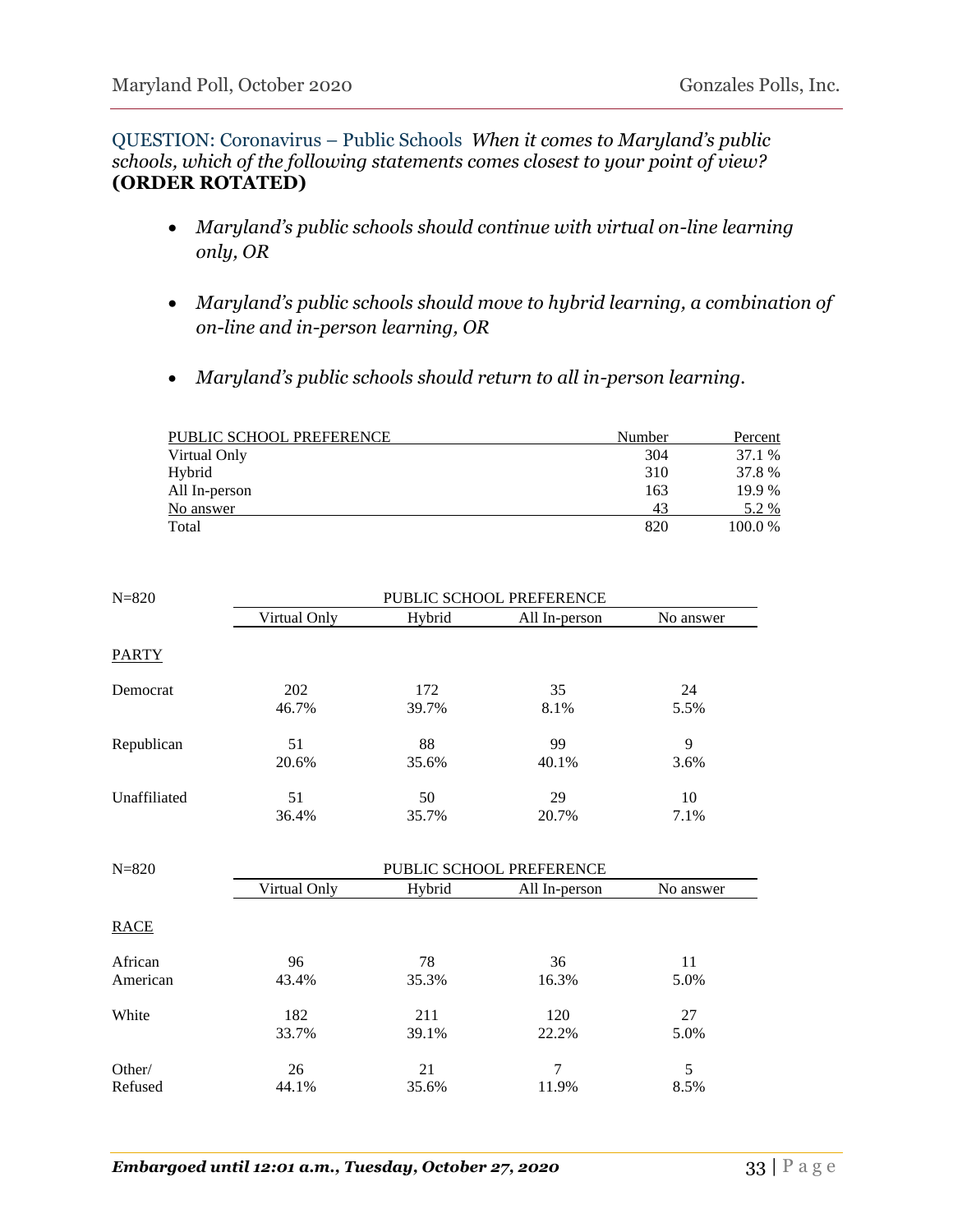QUESTION: Coronavirus – Public Schools *When it comes to Maryland's public schools, which of the following statements comes closest to your point of view?* **(ORDER ROTATED)**

- *Maryland's public schools should continue with virtual on-line learning only, OR*
- *Maryland's public schools should move to hybrid learning, a combination of on-line and in-person learning, OR*
- *Maryland's public schools should return to all in-person learning.*

| PUBLIC SCHOOL PREFERENCE | Number | Percent |
|---|---|---|
| Virtual Only | 304 | 37.1 % |
| Hybrid | 310 | 37.8 % |
| All In-person | 163 | 19.9 % |
| No answer | 43 | 5.2 % |
| Total | 820 | 100.0 % |

| N=820 | PUBLIC SCHOOL PREFERENCE | | | |
|---|---|---|---|---|
| | Virtual Only | Hybrid | All In-person | No answer |
| **PARTY** | | | | |
| Democrat | 202<br>46.7% | 172<br>39.7% | 35<br>8.1% | 24<br>5.5% |
| Republican | 51<br>20.6% | 88<br>35.6% | 99<br>40.1% | 9<br>3.6% |
| Unaffiliated | 51<br>36.4% | 50<br>35.7% | 29<br>20.7% | 10<br>7.1% |

| N=820 | PUBLIC SCHOOL PREFERENCE | | | |
|---|---|---|---|---|
| | Virtual Only | Hybrid | All In-person | No answer |
| **RACE** | | | | |
| African American | 96<br>43.4% | 78<br>35.3% | 36<br>16.3% | 11<br>5.0% |
| White | 182<br>33.7% | 211<br>39.1% | 120<br>22.2% | 27<br>5.0% |
| Other/ Refused | 26<br>44.1% | 21<br>35.6% | 7<br>11.9% | 5<br>8.5% |

***Embargoed until 12:01 a.m., Tuesday, October 27, 2020***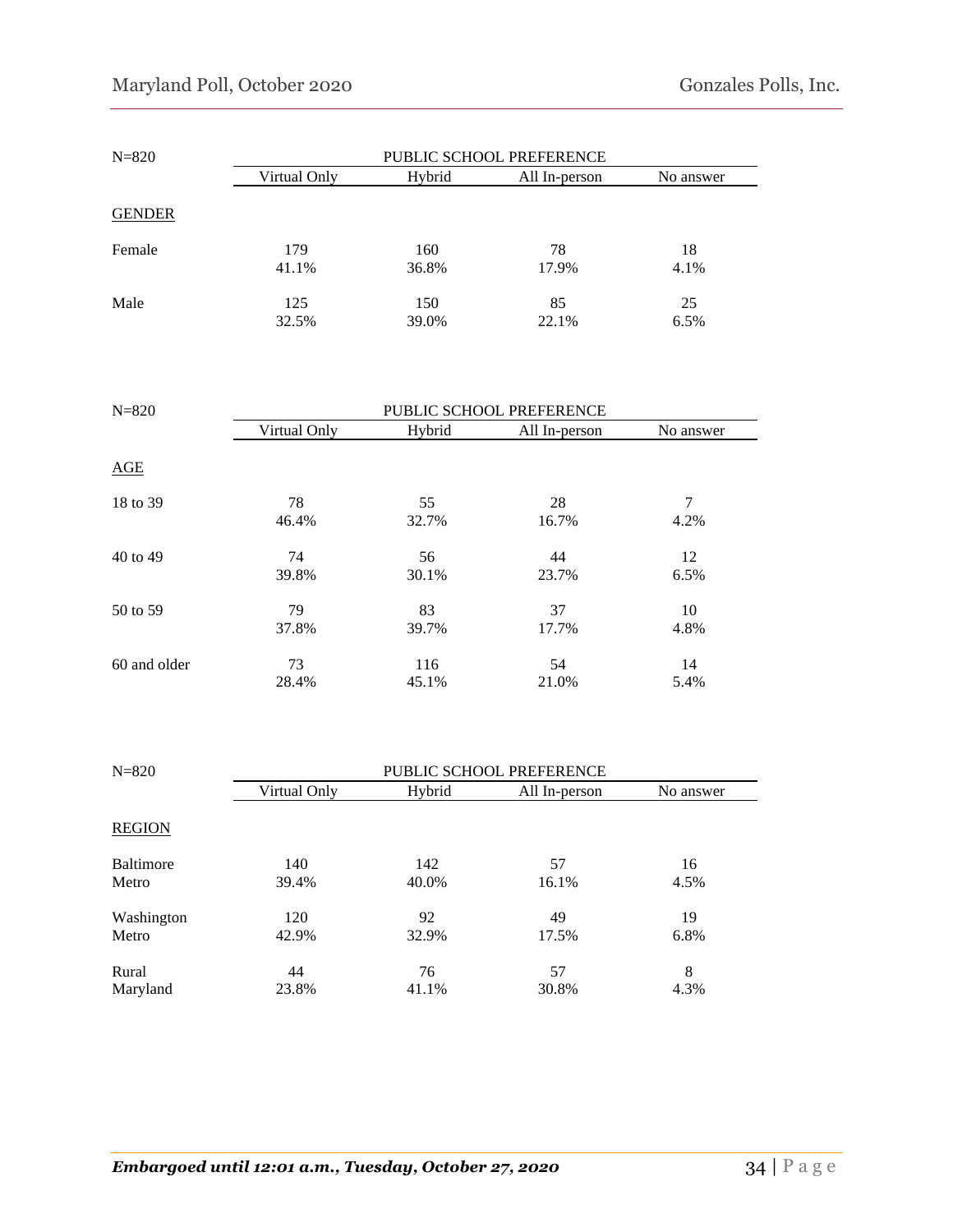| N=820 | PUBLIC SCHOOL PREFERENCE | | | |
|---|---|---|---|---|
| | Virtual Only | Hybrid | All In-person | No answer |
| GENDER | | | | |
| Female | 179<br>41.1% | 160<br>36.8% | 78<br>17.9% | 18<br>4.1% |
| Male | 125<br>32.5% | 150<br>39.0% | 85<br>22.1% | 25<br>6.5% |

| N=820 | PUBLIC SCHOOL PREFERENCE | | | |
|---|---|---|---|---|
| | Virtual Only | Hybrid | All In-person | No answer |
| AGE | | | | |
| 18 to 39 | 78<br>46.4% | 55<br>32.7% | 28<br>16.7% | 7<br>4.2% |
| 40 to 49 | 74<br>39.8% | 56<br>30.1% | 44<br>23.7% | 12<br>6.5% |
| 50 to 59 | 79<br>37.8% | 83<br>39.7% | 37<br>17.7% | 10<br>4.8% |
| 60 and older | 73<br>28.4% | 116<br>45.1% | 54<br>21.0% | 14<br>5.4% |

| N=820 | PUBLIC SCHOOL PREFERENCE | | | |
|---|---|---|---|---|
| | Virtual Only | Hybrid | All In-person | No answer |
| REGION | | | | |
| Baltimore Metro | 140<br>39.4% | 142<br>40.0% | 57<br>16.1% | 16<br>4.5% |
| Washington Metro | 120<br>42.9% | 92<br>32.9% | 49<br>17.5% | 19<br>6.8% |
| Rural Maryland | 44<br>23.8% | 76<br>41.1% | 57<br>30.8% | 8<br>4.3% |

***Embargoed until 12:01 a.m., Tuesday, October 27, 2020***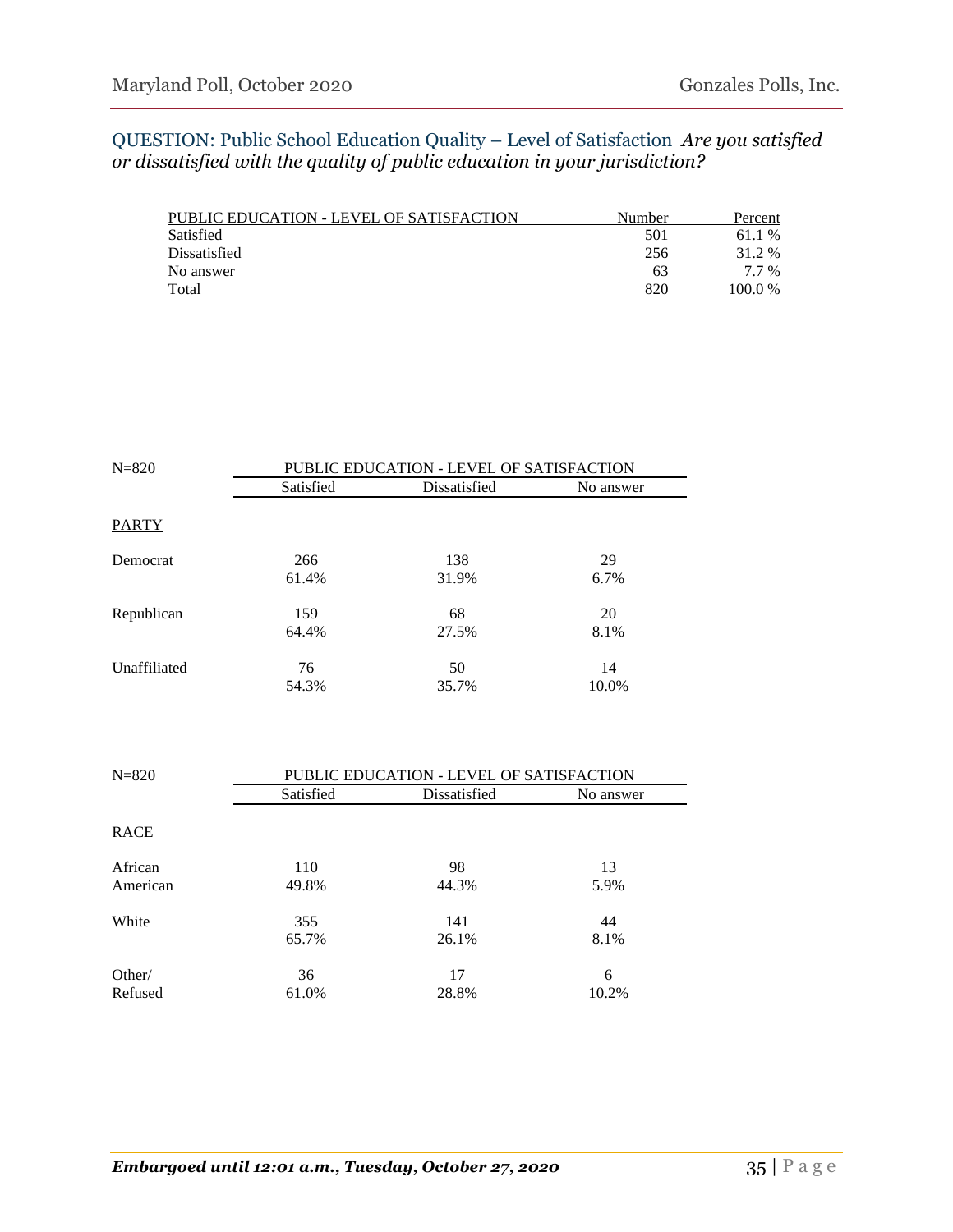## QUESTION: Public School Education Quality – Level of Satisfaction *Are you satisfied or dissatisfied with the quality of public education in your jurisdiction?*

| PUBLIC EDUCATION - LEVEL OF SATISFACTION | Number | Percent |
|---|---|---|
| Satisfied | 501 | 61.1 % |
| Dissatisfied | 256 | 31.2 % |
| No answer | 63 | 7.7 % |
| Total | 820 | 100.0 % |

| N=820 | PUBLIC EDUCATION - LEVEL OF SATISFACTION | | |
|---|---|---|---|
| | Satisfied | Dissatisfied | No answer |
| PARTY | | | |
| Democrat | 266<br>61.4% | 138<br>31.9% | 29<br>6.7% |
| Republican | 159<br>64.4% | 68<br>27.5% | 20<br>8.1% |
| Unaffiliated | 76<br>54.3% | 50<br>35.7% | 14<br>10.0% |

| N=820 | PUBLIC EDUCATION - LEVEL OF SATISFACTION | | |
|---|---|---|---|
| | Satisfied | Dissatisfied | No answer |
| RACE | | | |
| African American | 110<br>49.8% | 98<br>44.3% | 13<br>5.9% |
| White | 355<br>65.7% | 141<br>26.1% | 44<br>8.1% |
| Other/ Refused | 36<br>61.0% | 17<br>28.8% | 6<br>10.2% |

***Embargoed until 12:01 a.m., Tuesday, October 27, 2020***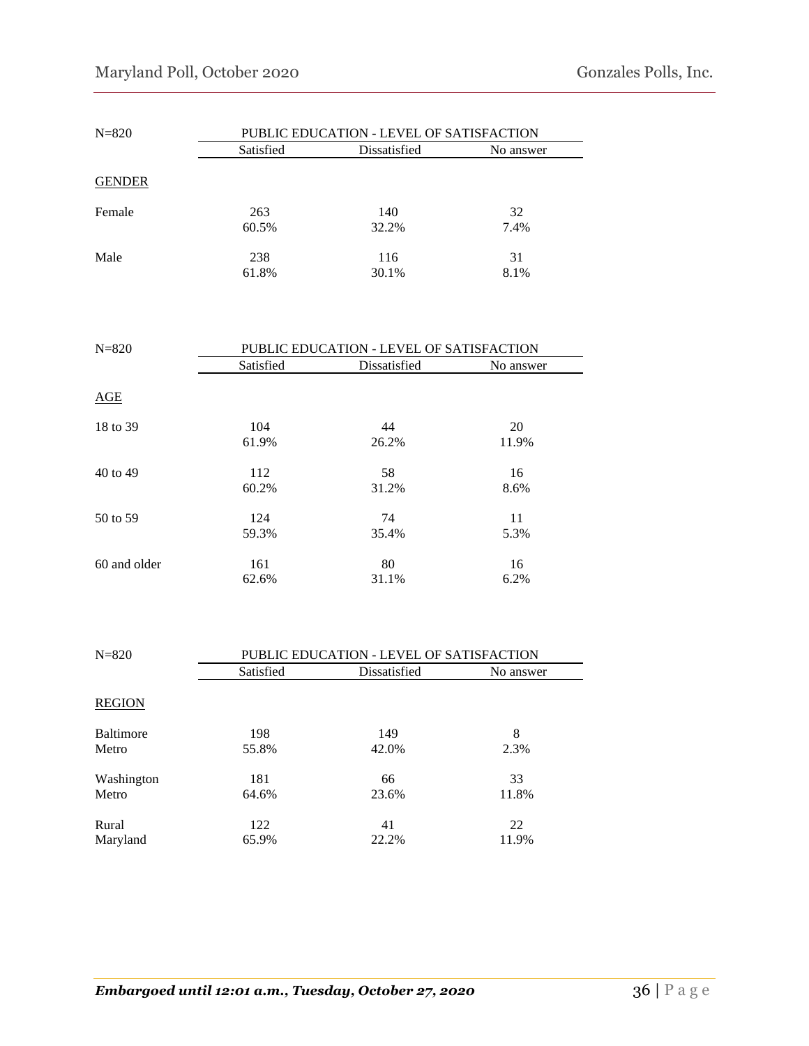| N=820 | PUBLIC EDUCATION - LEVEL OF SATISFACTION | | |
|---|---|---|---|
| | Satisfied | Dissatisfied | No answer |
| GENDER | | | |
| Female | 263<br>60.5% | 140<br>32.2% | 32<br>7.4% |
| Male | 238<br>61.8% | 116<br>30.1% | 31<br>8.1% |

| N=820 | PUBLIC EDUCATION - LEVEL OF SATISFACTION | | |
|---|---|---|---|
| | Satisfied | Dissatisfied | No answer |
| AGE | | | |
| 18 to 39 | 104<br>61.9% | 44<br>26.2% | 20<br>11.9% |
| 40 to 49 | 112<br>60.2% | 58<br>31.2% | 16<br>8.6% |
| 50 to 59 | 124<br>59.3% | 74<br>35.4% | 11<br>5.3% |
| 60 and older | 161<br>62.6% | 80<br>31.1% | 16<br>6.2% |

| N=820 | PUBLIC EDUCATION - LEVEL OF SATISFACTION | | |
|---|---|---|---|
| | Satisfied | Dissatisfied | No answer |
| REGION | | | |
| Baltimore Metro | 198<br>55.8% | 149<br>42.0% | 8<br>2.3% |
| Washington Metro | 181<br>64.6% | 66<br>23.6% | 33<br>11.8% |
| Rural Maryland | 122<br>65.9% | 41<br>22.2% | 22<br>11.9% |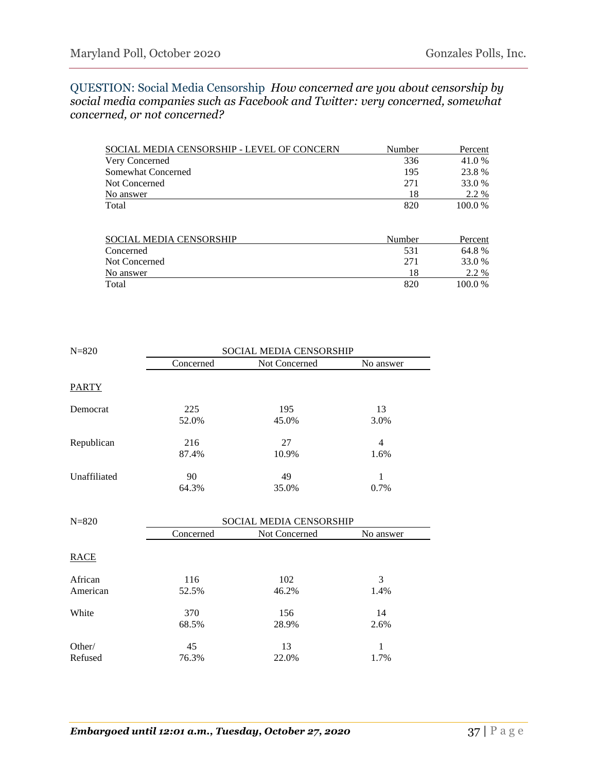QUESTION: Social Media Censorship *How concerned are you about censorship by social media companies such as Facebook and Twitter: very concerned, somewhat concerned, or not concerned?*

| SOCIAL MEDIA CENSORSHIP - LEVEL OF CONCERN | Number | Percent |
|---|---|---|
| Very Concerned | 336 | 41.0 % |
| Somewhat Concerned | 195 | 23.8 % |
| Not Concerned | 271 | 33.0 % |
| No answer | 18 | 2.2 % |
| Total | 820 | 100.0 % |

| SOCIAL MEDIA CENSORSHIP | Number | Percent |
|---|---|---|
| Concerned | 531 | 64.8 % |
| Not Concerned | 271 | 33.0 % |
| No answer | 18 | 2.2 % |
| Total | 820 | 100.0 % |

| N=820 | SOCIAL MEDIA CENSORSHIP | | |
|---|---|---|---|
| | Concerned | Not Concerned | No answer |
| PARTY | | | |
| Democrat | 225<br>52.0% | 195<br>45.0% | 13<br>3.0% |
| Republican | 216<br>87.4% | 27<br>10.9% | 4<br>1.6% |
| Unaffiliated | 90<br>64.3% | 49<br>35.0% | 1<br>0.7% |

| N=820 | SOCIAL MEDIA CENSORSHIP | | |
|---|---|---|---|
| | Concerned | Not Concerned | No answer |
| RACE | | | |
| African American | 116<br>52.5% | 102<br>46.2% | 3<br>1.4% |
| White | 370<br>68.5% | 156<br>28.9% | 14<br>2.6% |
| Other/ Refused | 45<br>76.3% | 13<br>22.0% | 1<br>1.7% |

***Embargoed until 12:01 a.m., Tuesday, October 27, 2020***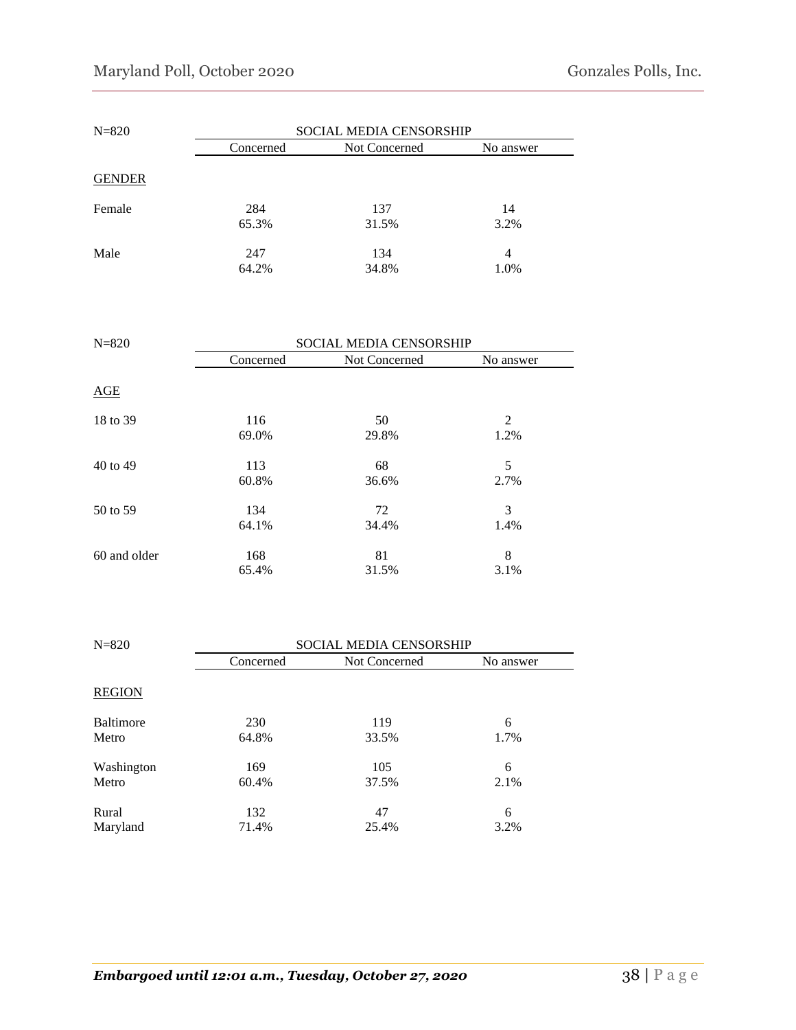| N=820 | SOCIAL MEDIA CENSORSHIP | | |
|---|---|---|---|
| | Concerned | Not Concerned | No answer |
| GENDER | | | |
| Female | 284<br>65.3% | 137<br>31.5% | 14<br>3.2% |
| Male | 247<br>64.2% | 134<br>34.8% | 4<br>1.0% |

| N=820 | SOCIAL MEDIA CENSORSHIP | | |
|---|---|---|---|
| | Concerned | Not Concerned | No answer |
| AGE | | | |
| 18 to 39 | 116<br>69.0% | 50<br>29.8% | 2<br>1.2% |
| 40 to 49 | 113<br>60.8% | 68<br>36.6% | 5<br>2.7% |
| 50 to 59 | 134<br>64.1% | 72<br>34.4% | 3<br>1.4% |
| 60 and older | 168<br>65.4% | 81<br>31.5% | 8<br>3.1% |

| N=820 | SOCIAL MEDIA CENSORSHIP | | |
|---|---|---|---|
| | Concerned | Not Concerned | No answer |
| REGION | | | |
| Baltimore Metro | 230<br>64.8% | 119<br>33.5% | 6<br>1.7% |
| Washington Metro | 169<br>60.4% | 105<br>37.5% | 6<br>2.1% |
| Rural Maryland | 132<br>71.4% | 47<br>25.4% | 6<br>3.2% |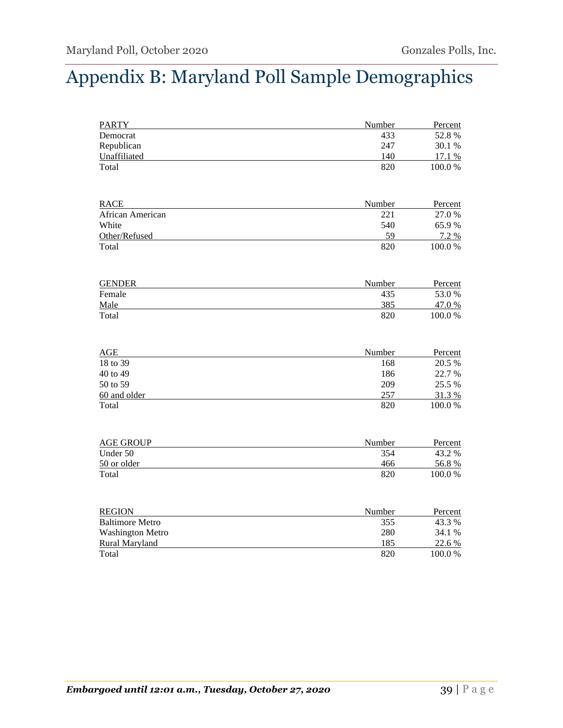# Appendix B: Maryland Poll Sample Demographics

| PARTY | Number | Percent |
|---|---|---|
| Democrat | 433 | 52.8 % |
| Republican | 247 | 30.1 % |
| Unaffiliated | 140 | 17.1 % |
| Total | 820 | 100.0 % |

| RACE | Number | Percent |
|---|---|---|
| African American | 221 | 27.0 % |
| White | 540 | 65.9 % |
| Other/Refused | 59 | 7.2 % |
| Total | 820 | 100.0 % |

| GENDER | Number | Percent |
|---|---|---|
| Female | 435 | 53.0 % |
| Male | 385 | 47.0 % |
| Total | 820 | 100.0 % |

| AGE | Number | Percent |
|---|---|---|
| 18 to 39 | 168 | 20.5 % |
| 40 to 49 | 186 | 22.7 % |
| 50 to 59 | 209 | 25.5 % |
| 60 and older | 257 | 31.3 % |
| Total | 820 | 100.0 % |

| AGE GROUP | Number | Percent |
|---|---|---|
| Under 50 | 354 | 43.2 % |
| 50 or older | 466 | 56.8 % |
| Total | 820 | 100.0 % |

| REGION | Number | Percent |
|---|---|---|
| Baltimore Metro | 355 | 43.3 % |
| Washington Metro | 280 | 34.1 % |
| Rural Maryland | 185 | 22.6 % |
| Total | 820 | 100.0 % |